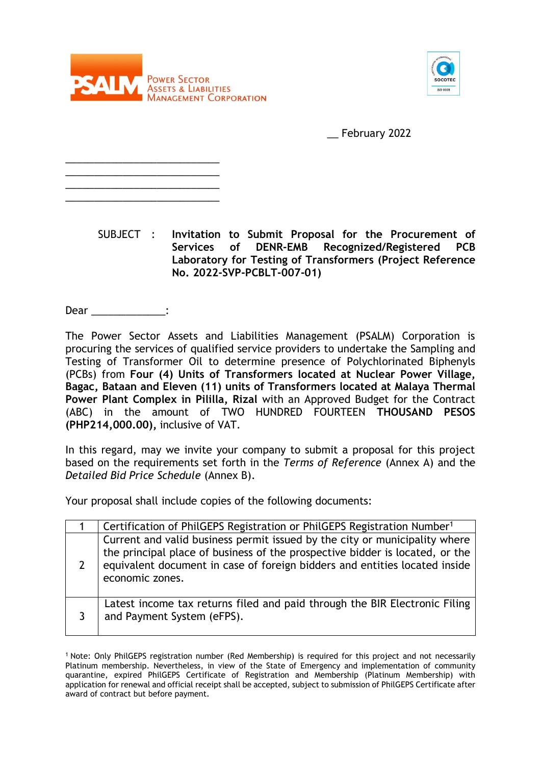PSALM Power Sector Assets & Liabilities Management Corporation

__ February 2022

\_\_\_\_\_\_\_\_\_\_\_\_\_\_\_\_\_\_\_\_\_\_\_\_\_\_\_
\_\_\_\_\_\_\_\_\_\_\_\_\_\_\_\_\_\_\_\_\_\_\_\_\_\_\_
\_\_\_\_\_\_\_\_\_\_\_\_\_\_\_\_\_\_\_\_\_\_\_\_\_\_\_
\_\_\_\_\_\_\_\_\_\_\_\_\_\_\_\_\_\_\_\_\_\_\_\_\_\_\_

SUBJECT : **Invitation to Submit Proposal for the Procurement of Services of DENR-EMB Recognized/Registered PCB Laboratory for Testing of Transformers (Project Reference No. 2022-SVP-PCBLT-007-01)**

Dear \_\_\_\_\_\_\_\_\_\_\_\_\_:

The Power Sector Assets and Liabilities Management (PSALM) Corporation is procuring the services of qualified service providers to undertake the Sampling and Testing of Transformer Oil to determine presence of Polychlorinated Biphenyls (PCBs) from **Four (4) Units of Transformers located at Nuclear Power Village, Bagac, Bataan and Eleven (11) units of Transformers located at Malaya Thermal Power Plant Complex in Pililla, Rizal** with an Approved Budget for the Contract (ABC) in the amount of TWO HUNDRED FOURTEEN **THOUSAND PESOS (PHP214,000.00),** inclusive of VAT.

In this regard, may we invite your company to submit a proposal for this project based on the requirements set forth in the *Terms of Reference* (Annex A) and the *Detailed Bid Price Schedule* (Annex B).

Your proposal shall include copies of the following documents:

| | |
|---|---|
| 1 | Certification of PhilGEPS Registration or PhilGEPS Registration Number[1] |
| 2 | Current and valid business permit issued by the city or municipality where the principal place of business of the prospective bidder is located, or the equivalent document in case of foreign bidders and entities located inside economic zones. |
| 3 | Latest income tax returns filed and paid through the BIR Electronic Filing and Payment System (eFPS). |

[1] Note: Only PhilGEPS registration number (Red Membership) is required for this project and not necessarily Platinum membership. Nevertheless, in view of the State of Emergency and implementation of community quarantine, expired PhilGEPS Certificate of Registration and Membership (Platinum Membership) with application for renewal and official receipt shall be accepted, subject to submission of PhilGEPS Certificate after award of contract but before payment.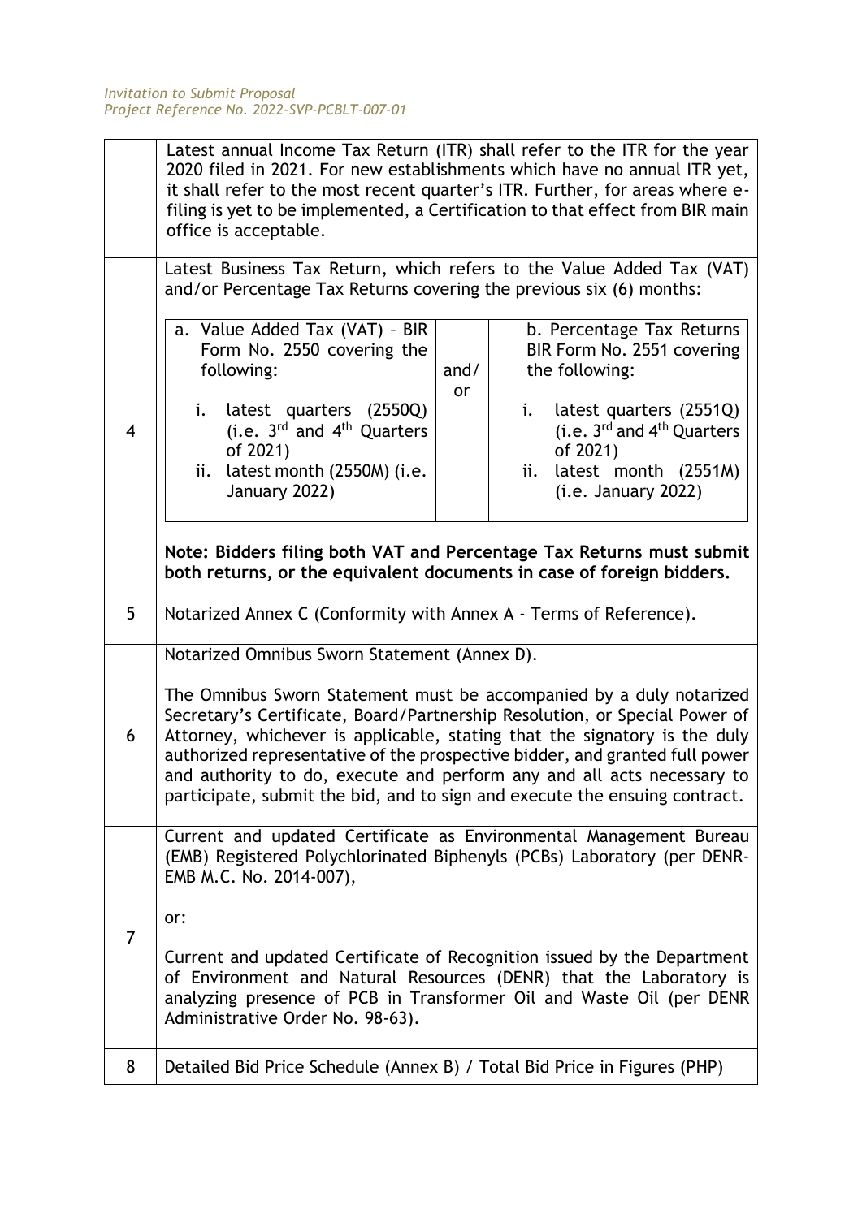| | |
|---|---|
| | Latest annual Income Tax Return (ITR) shall refer to the ITR for the year 2020 filed in 2021. For new establishments which have no annual ITR yet, it shall refer to the most recent quarter's ITR. Further, for areas where e-filing is yet to be implemented, a Certification to that effect from BIR main office is acceptable. |
| 4 | Latest Business Tax Return, which refers to the Value Added Tax (VAT) and/or Percentage Tax Returns covering the previous six (6) months:<br><br>a. Value Added Tax (VAT) - BIR Form No. 2550 covering the following:<br>i. latest quarters (2550Q) (i.e. 3rd and 4th Quarters of 2021)<br>ii. latest month (2550M) (i.e. January 2022)<br><br>**and/or**<br><br>b. Percentage Tax Returns BIR Form No. 2551 covering the following:<br>i. latest quarters (2551Q) (i.e. 3rd and 4th Quarters of 2021)<br>ii. latest month (2551M) (i.e. January 2022)<br><br>**Note: Bidders filing both VAT and Percentage Tax Returns must submit both returns, or the equivalent documents in case of foreign bidders.** |
| 5 | Notarized Annex C (Conformity with Annex A - Terms of Reference). |
| 6 | Notarized Omnibus Sworn Statement (Annex D).<br><br>The Omnibus Sworn Statement must be accompanied by a duly notarized Secretary's Certificate, Board/Partnership Resolution, or Special Power of Attorney, whichever is applicable, stating that the signatory is the duly authorized representative of the prospective bidder, and granted full power and authority to do, execute and perform any and all acts necessary to participate, submit the bid, and to sign and execute the ensuing contract. |
| 7 | Current and updated Certificate as Environmental Management Bureau (EMB) Registered Polychlorinated Biphenyls (PCBs) Laboratory (per DENR-EMB M.C. No. 2014-007),<br><br>or:<br><br>Current and updated Certificate of Recognition issued by the Department of Environment and Natural Resources (DENR) that the Laboratory is analyzing presence of PCB in Transformer Oil and Waste Oil (per DENR Administrative Order No. 98-63). |
| 8 | Detailed Bid Price Schedule (Annex B) / Total Bid Price in Figures (PHP) |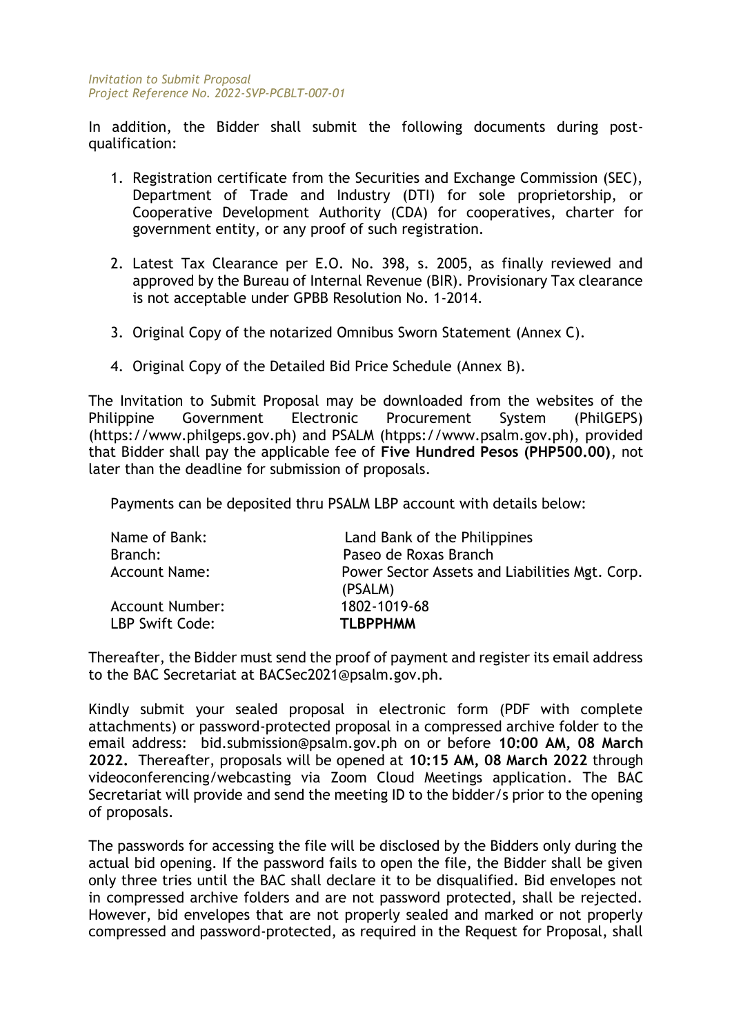In addition, the Bidder shall submit the following documents during post-qualification:

1. Registration certificate from the Securities and Exchange Commission (SEC), Department of Trade and Industry (DTI) for sole proprietorship, or Cooperative Development Authority (CDA) for cooperatives, charter for government entity, or any proof of such registration.

2. Latest Tax Clearance per E.O. No. 398, s. 2005, as finally reviewed and approved by the Bureau of Internal Revenue (BIR). Provisionary Tax clearance is not acceptable under GPBB Resolution No. 1-2014.

3. Original Copy of the notarized Omnibus Sworn Statement (Annex C).

4. Original Copy of the Detailed Bid Price Schedule (Annex B).

The Invitation to Submit Proposal may be downloaded from the websites of the Philippine Government Electronic Procurement System (PhilGEPS) (https://www.philgeps.gov.ph) and PSALM (htpps://www.psalm.gov.ph), provided that Bidder shall pay the applicable fee of **Five Hundred Pesos (PHP500.00)**, not later than the deadline for submission of proposals.

Payments can be deposited thru PSALM LBP account with details below:

| | |
|---|---|
| Name of Bank: | Land Bank of the Philippines |
| Branch: | Paseo de Roxas Branch |
| Account Name: | Power Sector Assets and Liabilities Mgt. Corp. (PSALM) |
| Account Number: | 1802-1019-68 |
| LBP Swift Code: | **TLBPPHMM** |

Thereafter, the Bidder must send the proof of payment and register its email address to the BAC Secretariat at BACSec2021@psalm.gov.ph.

Kindly submit your sealed proposal in electronic form (PDF with complete attachments) or password-protected proposal in a compressed archive folder to the email address: bid.submission@psalm.gov.ph on or before **10:00 AM, 08 March 2022.** Thereafter, proposals will be opened at **10:15 AM, 08 March 2022** through videoconferencing/webcasting via Zoom Cloud Meetings application. The BAC Secretariat will provide and send the meeting ID to the bidder/s prior to the opening of proposals.

The passwords for accessing the file will be disclosed by the Bidders only during the actual bid opening. If the password fails to open the file, the Bidder shall be given only three tries until the BAC shall declare it to be disqualified. Bid envelopes not in compressed archive folders and are not password protected, shall be rejected. However, bid envelopes that are not properly sealed and marked or not properly compressed and password-protected, as required in the Request for Proposal, shall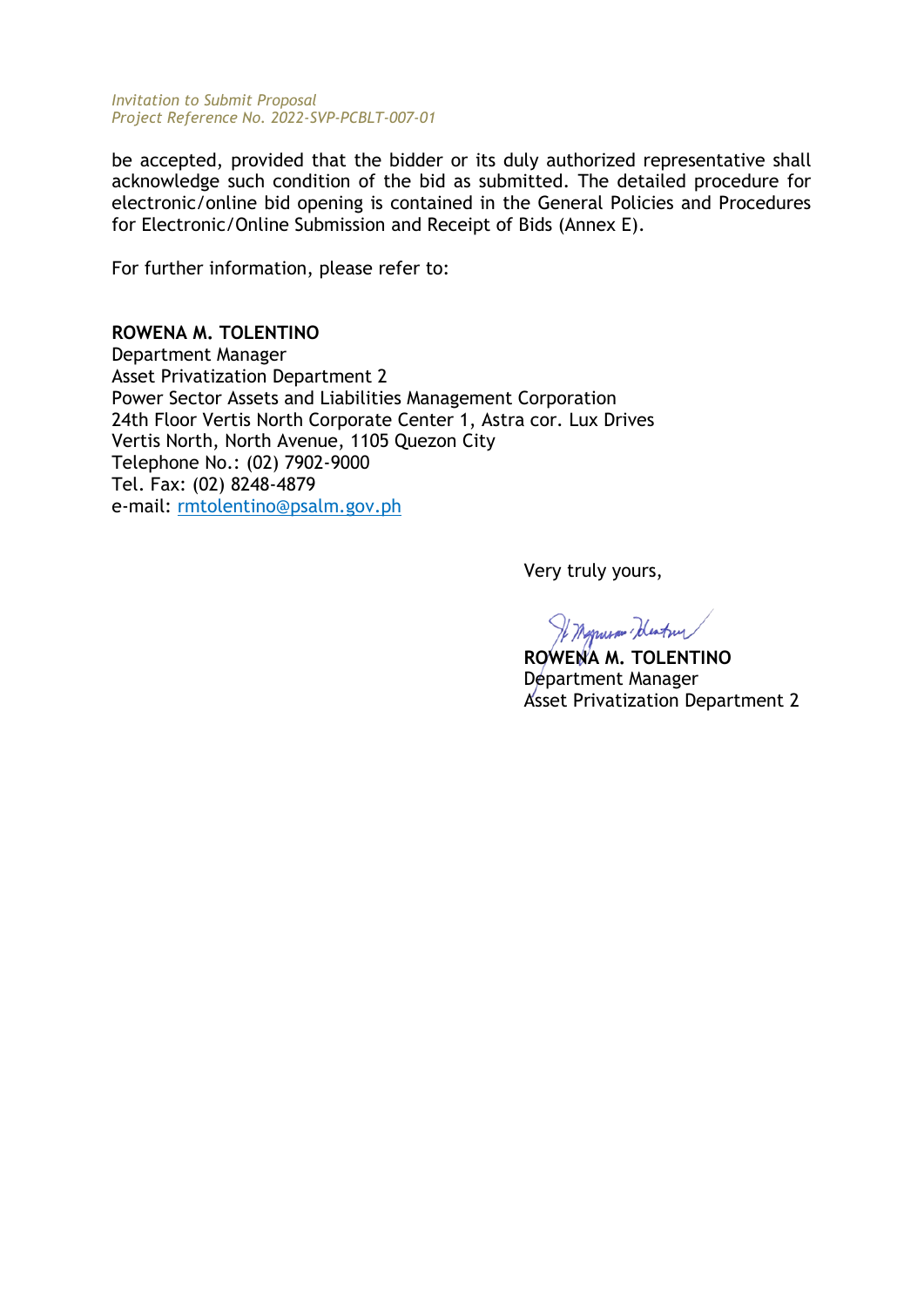be accepted, provided that the bidder or its duly authorized representative shall acknowledge such condition of the bid as submitted. The detailed procedure for electronic/online bid opening is contained in the General Policies and Procedures for Electronic/Online Submission and Receipt of Bids (Annex E).

For further information, please refer to:

**ROWENA M. TOLENTINO**
Department Manager
Asset Privatization Department 2
Power Sector Assets and Liabilities Management Corporation
24th Floor Vertis North Corporate Center 1, Astra cor. Lux Drives
Vertis North, North Avenue, 1105 Quezon City
Telephone No.: (02) 7902-9000
Tel. Fax: (02) 8248-4879
e-mail: rmtolentino@psalm.gov.ph

Very truly yours,

**ROWENA M. TOLENTINO**
Department Manager
Asset Privatization Department 2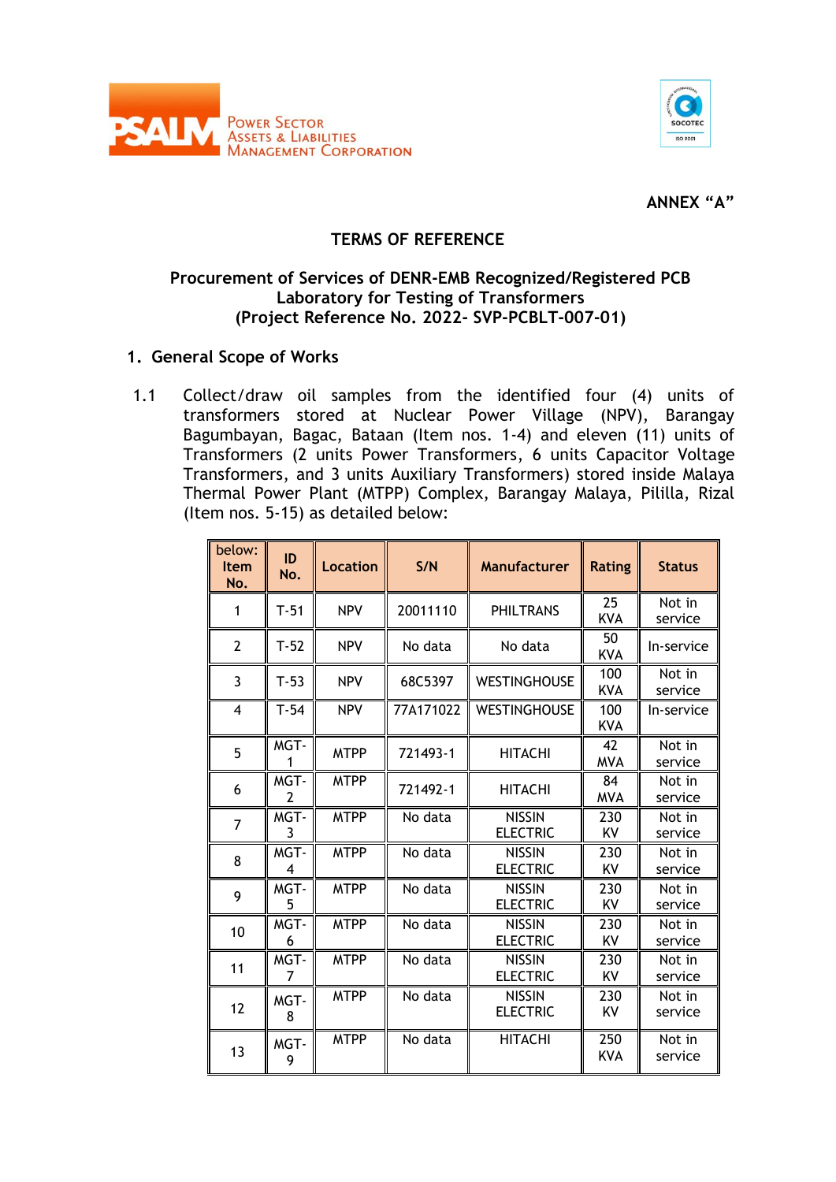ANNEX "A"

# TERMS OF REFERENCE

## Procurement of Services of DENR-EMB Recognized/Registered PCB Laboratory for Testing of Transformers (Project Reference No. 2022- SVP-PCBLT-007-01)

### 1. General Scope of Works

1.1 Collect/draw oil samples from the identified four (4) units of transformers stored at Nuclear Power Village (NPV), Barangay Bagumbayan, Bagac, Bataan (Item nos. 1-4) and eleven (11) units of Transformers (2 units Power Transformers, 6 units Capacitor Voltage Transformers, and 3 units Auxiliary Transformers) stored inside Malaya Thermal Power Plant (MTPP) Complex, Barangay Malaya, Pililla, Rizal (Item nos. 5-15) as detailed below:

| below: Item No. | ID No. | Location | S/N | Manufacturer | Rating | Status |
|---|---|---|---|---|---|---|
| 1 | T-51 | NPV | 20011110 | PHILTRANS | 25 KVA | Not in service |
| 2 | T-52 | NPV | No data | No data | 50 KVA | In-service |
| 3 | T-53 | NPV | 68C5397 | WESTINGHOUSE | 100 KVA | Not in service |
| 4 | T-54 | NPV | 77A171022 | WESTINGHOUSE | 100 KVA | In-service |
| 5 | MGT-1 | MTPP | 721493-1 | HITACHI | 42 MVA | Not in service |
| 6 | MGT-2 | MTPP | 721492-1 | HITACHI | 84 MVA | Not in service |
| 7 | MGT-3 | MTPP | No data | NISSIN ELECTRIC | 230 KV | Not in service |
| 8 | MGT-4 | MTPP | No data | NISSIN ELECTRIC | 230 KV | Not in service |
| 9 | MGT-5 | MTPP | No data | NISSIN ELECTRIC | 230 KV | Not in service |
| 10 | MGT-6 | MTPP | No data | NISSIN ELECTRIC | 230 KV | Not in service |
| 11 | MGT-7 | MTPP | No data | NISSIN ELECTRIC | 230 KV | Not in service |
| 12 | MGT-8 | MTPP | No data | NISSIN ELECTRIC | 230 KV | Not in service |
| 13 | MGT-9 | MTPP | No data | HITACHI | 250 KVA | Not in service |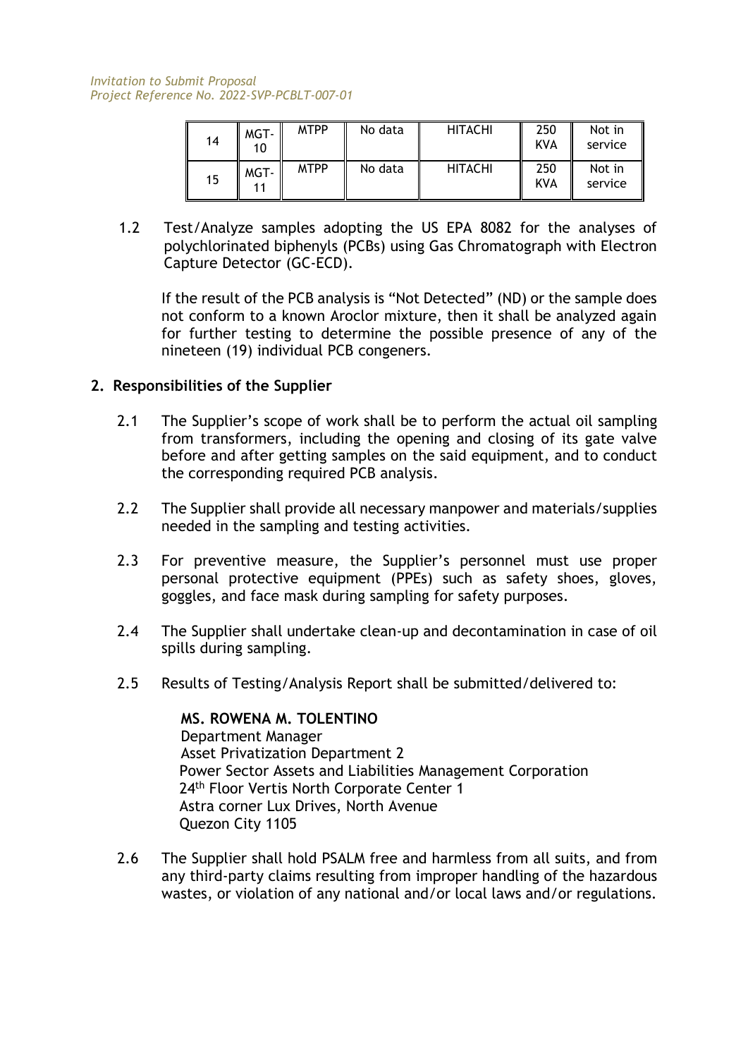| 14 | MGT-10 | MTPP | No data | HITACHI | 250 KVA | Not in service |
|---|---|---|---|---|---|---|
| 15 | MGT-11 | MTPP | No data | HITACHI | 250 KVA | Not in service |

1.2 Test/Analyze samples adopting the US EPA 8082 for the analyses of polychlorinated biphenyls (PCBs) using Gas Chromatograph with Electron Capture Detector (GC-ECD).

If the result of the PCB analysis is "Not Detected" (ND) or the sample does not conform to a known Aroclor mixture, then it shall be analyzed again for further testing to determine the possible presence of any of the nineteen (19) individual PCB congeners.

## 2. Responsibilities of the Supplier

2.1 The Supplier's scope of work shall be to perform the actual oil sampling from transformers, including the opening and closing of its gate valve before and after getting samples on the said equipment, and to conduct the corresponding required PCB analysis.

2.2 The Supplier shall provide all necessary manpower and materials/supplies needed in the sampling and testing activities.

2.3 For preventive measure, the Supplier's personnel must use proper personal protective equipment (PPEs) such as safety shoes, gloves, goggles, and face mask during sampling for safety purposes.

2.4 The Supplier shall undertake clean-up and decontamination in case of oil spills during sampling.

2.5 Results of Testing/Analysis Report shall be submitted/delivered to:

**MS. ROWENA M. TOLENTINO**
Department Manager
Asset Privatization Department 2
Power Sector Assets and Liabilities Management Corporation
24th Floor Vertis North Corporate Center 1
Astra corner Lux Drives, North Avenue
Quezon City 1105

2.6 The Supplier shall hold PSALM free and harmless from all suits, and from any third-party claims resulting from improper handling of the hazardous wastes, or violation of any national and/or local laws and/or regulations.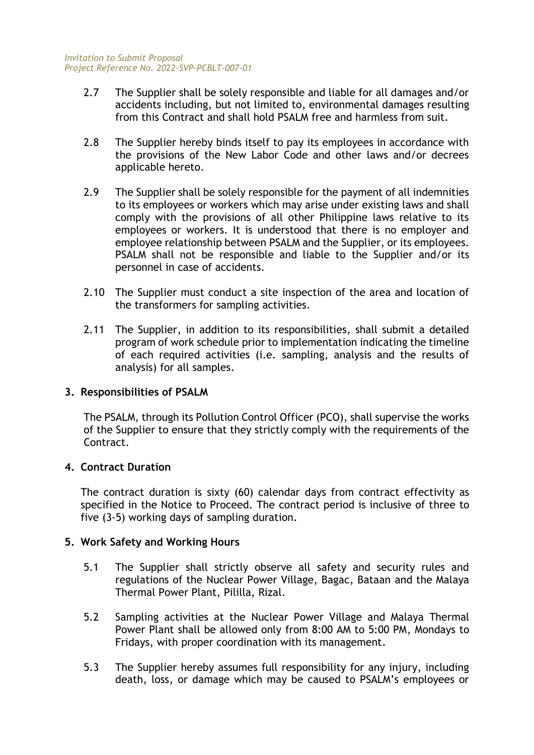2.7 The Supplier shall be solely responsible and liable for all damages and/or accidents including, but not limited to, environmental damages resulting from this Contract and shall hold PSALM free and harmless from suit.

2.8 The Supplier hereby binds itself to pay its employees in accordance with the provisions of the New Labor Code and other laws and/or decrees applicable hereto.

2.9 The Supplier shall be solely responsible for the payment of all indemnities to its employees or workers which may arise under existing laws and shall comply with the provisions of all other Philippine laws relative to its employees or workers. It is understood that there is no employer and employee relationship between PSALM and the Supplier, or its employees. PSALM shall not be responsible and liable to the Supplier and/or its personnel in case of accidents.

2.10 The Supplier must conduct a site inspection of the area and location of the transformers for sampling activities.

2.11 The Supplier, in addition to its responsibilities, shall submit a detailed program of work schedule prior to implementation indicating the timeline of each required activities (i.e. sampling, analysis and the results of analysis) for all samples.

**3. Responsibilities of PSALM**

The PSALM, through its Pollution Control Officer (PCO), shall supervise the works of the Supplier to ensure that they strictly comply with the requirements of the Contract.

**4. Contract Duration**

The contract duration is sixty (60) calendar days from contract effectivity as specified in the Notice to Proceed. The contract period is inclusive of three to five (3-5) working days of sampling duration.

**5. Work Safety and Working Hours**

5.1 The Supplier shall strictly observe all safety and security rules and regulations of the Nuclear Power Village, Bagac, Bataan and the Malaya Thermal Power Plant, Pililla, Rizal.

5.2 Sampling activities at the Nuclear Power Village and Malaya Thermal Power Plant shall be allowed only from 8:00 AM to 5:00 PM, Mondays to Fridays, with proper coordination with its management.

5.3 The Supplier hereby assumes full responsibility for any injury, including death, loss, or damage which may be caused to PSALM's employees or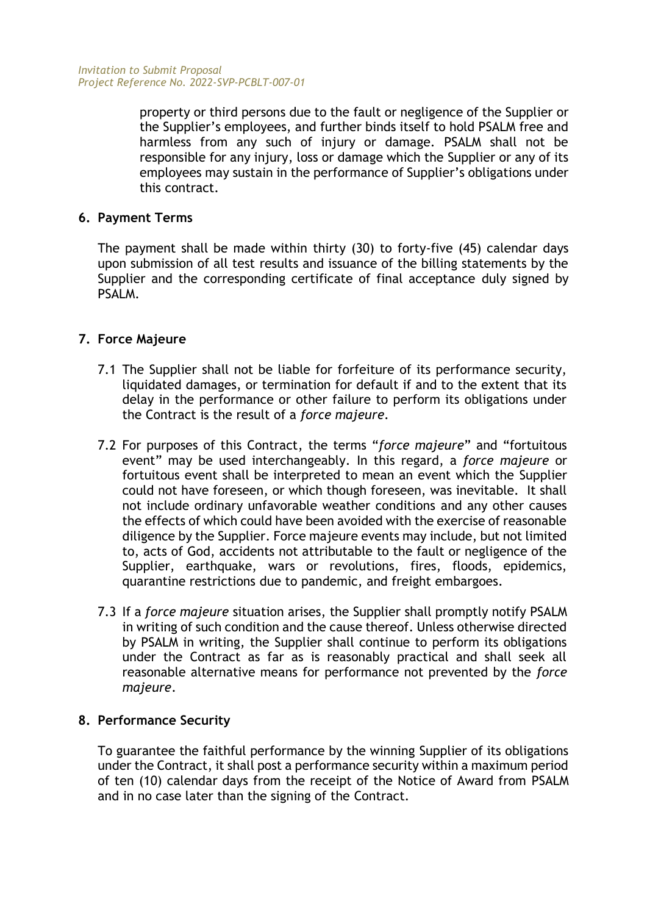property or third persons due to the fault or negligence of the Supplier or the Supplier's employees, and further binds itself to hold PSALM free and harmless from any such of injury or damage. PSALM shall not be responsible for any injury, loss or damage which the Supplier or any of its employees may sustain in the performance of Supplier's obligations under this contract.

## 6. Payment Terms

The payment shall be made within thirty (30) to forty-five (45) calendar days upon submission of all test results and issuance of the billing statements by the Supplier and the corresponding certificate of final acceptance duly signed by PSALM.

## 7. Force Majeure

7.1 The Supplier shall not be liable for forfeiture of its performance security, liquidated damages, or termination for default if and to the extent that its delay in the performance or other failure to perform its obligations under the Contract is the result of a *force majeure*.

7.2 For purposes of this Contract, the terms "*force majeure*" and "fortuitous event" may be used interchangeably. In this regard, a *force majeure* or fortuitous event shall be interpreted to mean an event which the Supplier could not have foreseen, or which though foreseen, was inevitable. It shall not include ordinary unfavorable weather conditions and any other causes the effects of which could have been avoided with the exercise of reasonable diligence by the Supplier. Force majeure events may include, but not limited to, acts of God, accidents not attributable to the fault or negligence of the Supplier, earthquake, wars or revolutions, fires, floods, epidemics, quarantine restrictions due to pandemic, and freight embargoes.

7.3 If a *force majeure* situation arises, the Supplier shall promptly notify PSALM in writing of such condition and the cause thereof. Unless otherwise directed by PSALM in writing, the Supplier shall continue to perform its obligations under the Contract as far as is reasonably practical and shall seek all reasonable alternative means for performance not prevented by the *force majeure*.

## 8. Performance Security

To guarantee the faithful performance by the winning Supplier of its obligations under the Contract, it shall post a performance security within a maximum period of ten (10) calendar days from the receipt of the Notice of Award from PSALM and in no case later than the signing of the Contract.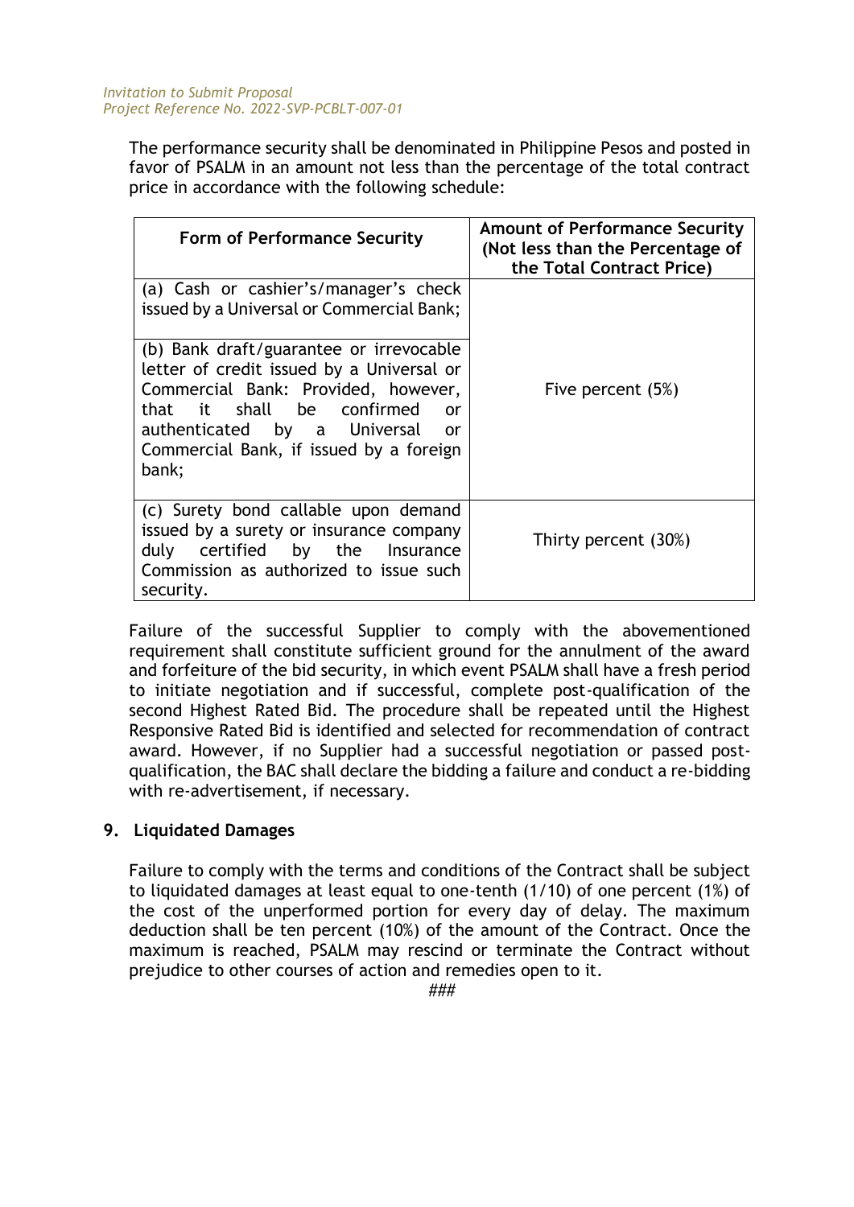The performance security shall be denominated in Philippine Pesos and posted in favor of PSALM in an amount not less than the percentage of the total contract price in accordance with the following schedule:

| Form of Performance Security | Amount of Performance Security (Not less than the Percentage of the Total Contract Price) |
|---|---|
| (a) Cash or cashier's/manager's check issued by a Universal or Commercial Bank;<br><br>(b) Bank draft/guarantee or irrevocable letter of credit issued by a Universal or Commercial Bank: Provided, however, that it shall be confirmed or authenticated by a Universal or Commercial Bank, if issued by a foreign bank; | Five percent (5%) |
| (c) Surety bond callable upon demand issued by a surety or insurance company duly certified by the Insurance Commission as authorized to issue such security. | Thirty percent (30%) |

Failure of the successful Supplier to comply with the abovementioned requirement shall constitute sufficient ground for the annulment of the award and forfeiture of the bid security, in which event PSALM shall have a fresh period to initiate negotiation and if successful, complete post-qualification of the second Highest Rated Bid. The procedure shall be repeated until the Highest Responsive Rated Bid is identified and selected for recommendation of contract award. However, if no Supplier had a successful negotiation or passed post-qualification, the BAC shall declare the bidding a failure and conduct a re-bidding with re-advertisement, if necessary.

## 9. Liquidated Damages

Failure to comply with the terms and conditions of the Contract shall be subject to liquidated damages at least equal to one-tenth (1/10) of one percent (1%) of the cost of the unperformed portion for every day of delay. The maximum deduction shall be ten percent (10%) of the amount of the Contract. Once the maximum is reached, PSALM may rescind or terminate the Contract without prejudice to other courses of action and remedies open to it.

###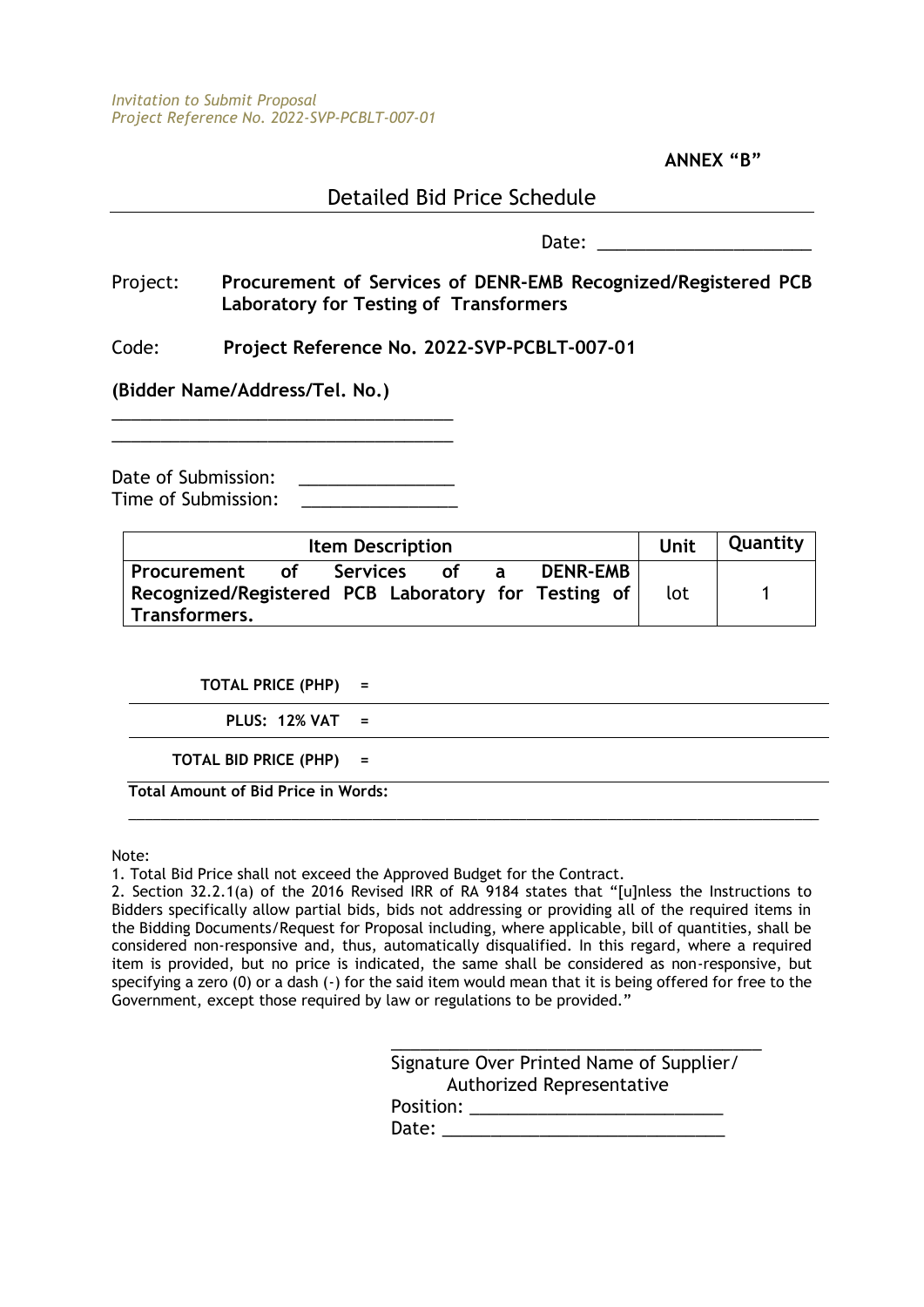*Invitation to Submit Proposal*
*Project Reference No. 2022-SVP-PCBLT-007-01*

**ANNEX "B"**

## Detailed Bid Price Schedule

Date: ______________________

Project: **Procurement of Services of DENR-EMB Recognized/Registered PCB Laboratory for Testing of Transformers**

Code: **Project Reference No. 2022-SVP-PCBLT-007-01**

**(Bidder Name/Address/Tel. No.)**

___________________________________
___________________________________

Date of Submission: _______________
Time of Submission: _______________

| Item Description | Unit | Quantity |
|---|---|---|
| **Procurement of Services of a DENR-EMB Recognized/Registered PCB Laboratory for Testing of Transformers.** | lot | 1 |

**TOTAL PRICE (PHP)** =

**PLUS: 12% VAT** =

**TOTAL BID PRICE (PHP)** =

**Total Amount of Bid Price in Words:**

_______________________________________________________________________________

Note:
1. Total Bid Price shall not exceed the Approved Budget for the Contract.
2. Section 32.2.1(a) of the 2016 Revised IRR of RA 9184 states that "[u]nless the Instructions to Bidders specifically allow partial bids, bids not addressing or providing all of the required items in the Bidding Documents/Request for Proposal including, where applicable, bill of quantities, shall be considered non-responsive and, thus, automatically disqualified. In this regard, where a required item is provided, but no price is indicated, the same shall be considered as non-responsive, but specifying a zero (0) or a dash (-) for the said item would mean that it is being offered for free to the Government, except those required by law or regulations to be provided."

______________________________________
Signature Over Printed Name of Supplier/
Authorized Representative
Position: ___________________________
Date: ______________________________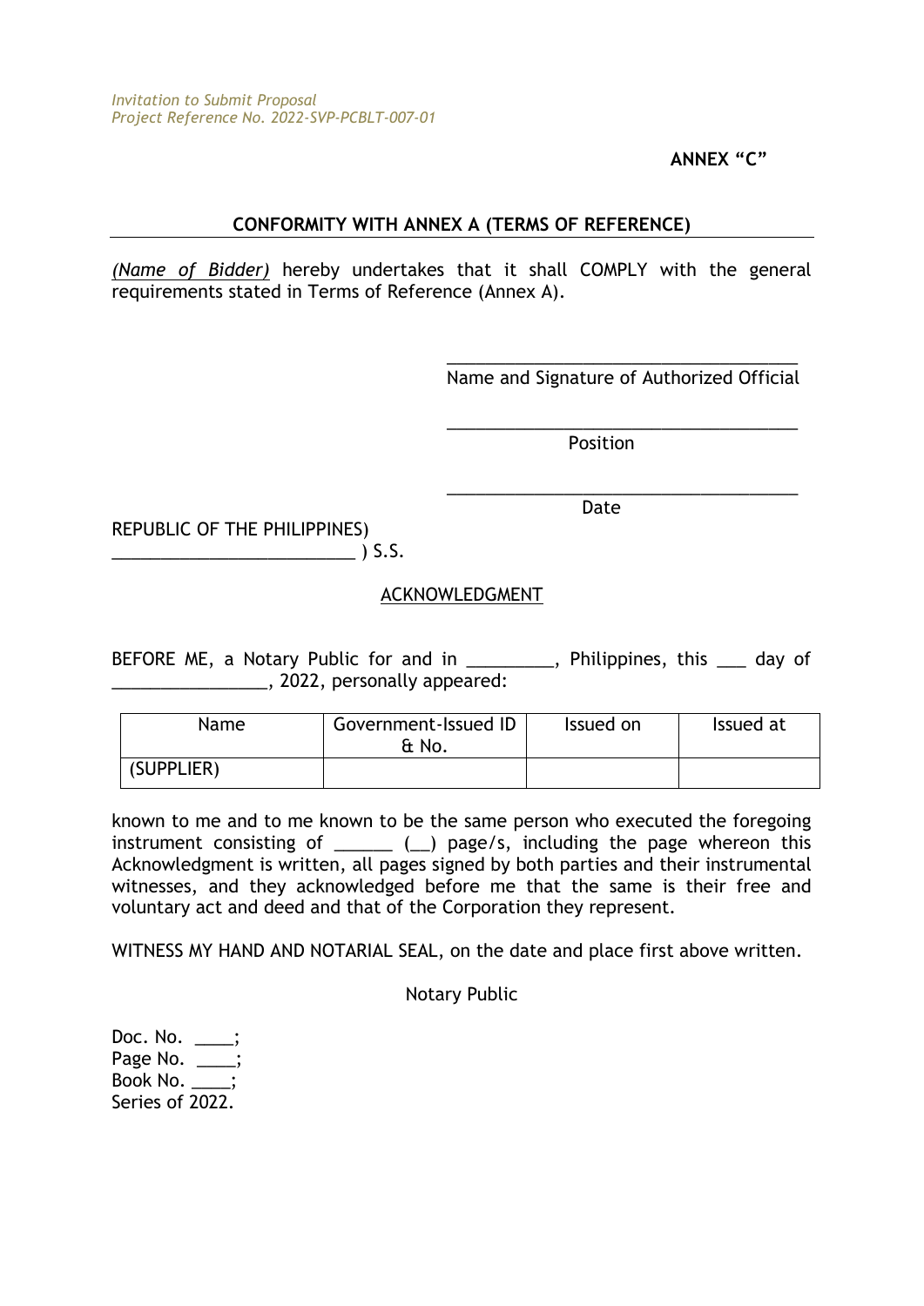ANNEX “C”

## CONFORMITY WITH ANNEX A (TERMS OF REFERENCE)

*(Name of Bidder)* hereby undertakes that it shall COMPLY with the general requirements stated in Terms of Reference (Annex A).

_____________________________________
Name and Signature of Authorized Official

_____________________________________
Position

_____________________________________
Date

REPUBLIC OF THE PHILIPPINES)
_________________________ ) S.S.

ACKNOWLEDGMENT

BEFORE ME, a Notary Public for and in _________, Philippines, this ___ day of ________________, 2022, personally appeared:

| Name | Government-Issued ID & No. | Issued on | Issued at |
|---|---|---|---|
| (SUPPLIER) | | | |

known to me and to me known to be the same person who executed the foregoing instrument consisting of ______ (__) page/s, including the page whereon this Acknowledgment is written, all pages signed by both parties and their instrumental witnesses, and they acknowledged before me that the same is their free and voluntary act and deed and that of the Corporation they represent.

WITNESS MY HAND AND NOTARIAL SEAL, on the date and place first above written.

Notary Public

Doc. No. ____;
Page No. ____;
Book No. ____;
Series of 2022.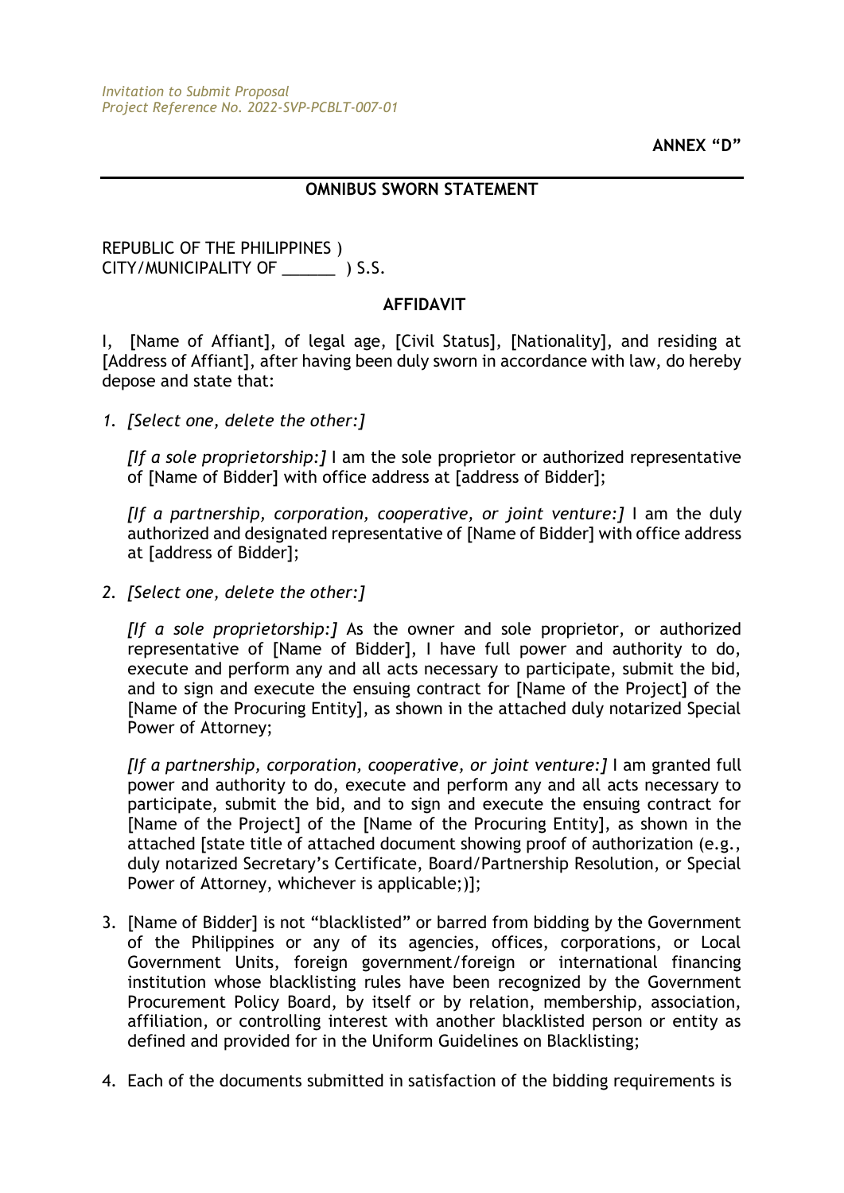**ANNEX "D"**

**OMNIBUS SWORN STATEMENT**

REPUBLIC OF THE PHILIPPINES )
CITY/MUNICIPALITY OF ______ ) S.S.

**AFFIDAVIT**

I, [Name of Affiant], of legal age, [Civil Status], [Nationality], and residing at [Address of Affiant], after having been duly sworn in accordance with law, do hereby depose and state that:

1. *[Select one, delete the other:]*

   *[If a sole proprietorship:]* I am the sole proprietor or authorized representative of [Name of Bidder] with office address at [address of Bidder];

   *[If a partnership, corporation, cooperative, or joint venture:]* I am the duly authorized and designated representative of [Name of Bidder] with office address at [address of Bidder];

2. *[Select one, delete the other:]*

   *[If a sole proprietorship:]* As the owner and sole proprietor, or authorized representative of [Name of Bidder], I have full power and authority to do, execute and perform any and all acts necessary to participate, submit the bid, and to sign and execute the ensuing contract for [Name of the Project] of the [Name of the Procuring Entity], as shown in the attached duly notarized Special Power of Attorney;

   *[If a partnership, corporation, cooperative, or joint venture:]* I am granted full power and authority to do, execute and perform any and all acts necessary to participate, submit the bid, and to sign and execute the ensuing contract for [Name of the Project] of the [Name of the Procuring Entity], as shown in the attached [state title of attached document showing proof of authorization (e.g., duly notarized Secretary's Certificate, Board/Partnership Resolution, or Special Power of Attorney, whichever is applicable;)];

3. [Name of Bidder] is not "blacklisted" or barred from bidding by the Government of the Philippines or any of its agencies, offices, corporations, or Local Government Units, foreign government/foreign or international financing institution whose blacklisting rules have been recognized by the Government Procurement Policy Board, by itself or by relation, membership, association, affiliation, or controlling interest with another blacklisted person or entity as defined and provided for in the Uniform Guidelines on Blacklisting;

4. Each of the documents submitted in satisfaction of the bidding requirements is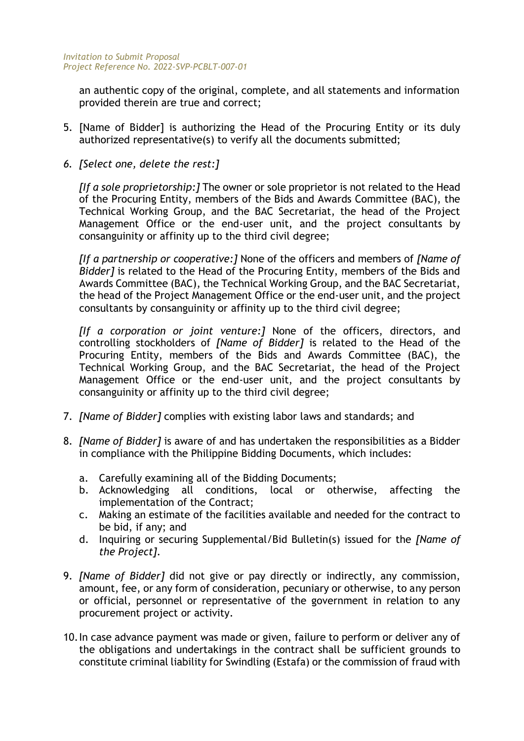an authentic copy of the original, complete, and all statements and information provided therein are true and correct;

5. [Name of Bidder] is authorizing the Head of the Procuring Entity or its duly authorized representative(s) to verify all the documents submitted;

6. *[Select one, delete the rest:]*

   *[If a sole proprietorship:]* The owner or sole proprietor is not related to the Head of the Procuring Entity, members of the Bids and Awards Committee (BAC), the Technical Working Group, and the BAC Secretariat, the head of the Project Management Office or the end-user unit, and the project consultants by consanguinity or affinity up to the third civil degree;

   *[If a partnership or cooperative:]* None of the officers and members of *[Name of Bidder]* is related to the Head of the Procuring Entity, members of the Bids and Awards Committee (BAC), the Technical Working Group, and the BAC Secretariat, the head of the Project Management Office or the end-user unit, and the project consultants by consanguinity or affinity up to the third civil degree;

   *[If a corporation or joint venture:]* None of the officers, directors, and controlling stockholders of *[Name of Bidder]* is related to the Head of the Procuring Entity, members of the Bids and Awards Committee (BAC), the Technical Working Group, and the BAC Secretariat, the head of the Project Management Office or the end-user unit, and the project consultants by consanguinity or affinity up to the third civil degree;

7. *[Name of Bidder]* complies with existing labor laws and standards; and

8. *[Name of Bidder]* is aware of and has undertaken the responsibilities as a Bidder in compliance with the Philippine Bidding Documents, which includes:

   a. Carefully examining all of the Bidding Documents;
   b. Acknowledging all conditions, local or otherwise, affecting the implementation of the Contract;
   c. Making an estimate of the facilities available and needed for the contract to be bid, if any; and
   d. Inquiring or securing Supplemental/Bid Bulletin(s) issued for the *[Name of the Project]*.

9. *[Name of Bidder]* did not give or pay directly or indirectly, any commission, amount, fee, or any form of consideration, pecuniary or otherwise, to any person or official, personnel or representative of the government in relation to any procurement project or activity.

10. In case advance payment was made or given, failure to perform or deliver any of the obligations and undertakings in the contract shall be sufficient grounds to constitute criminal liability for Swindling (Estafa) or the commission of fraud with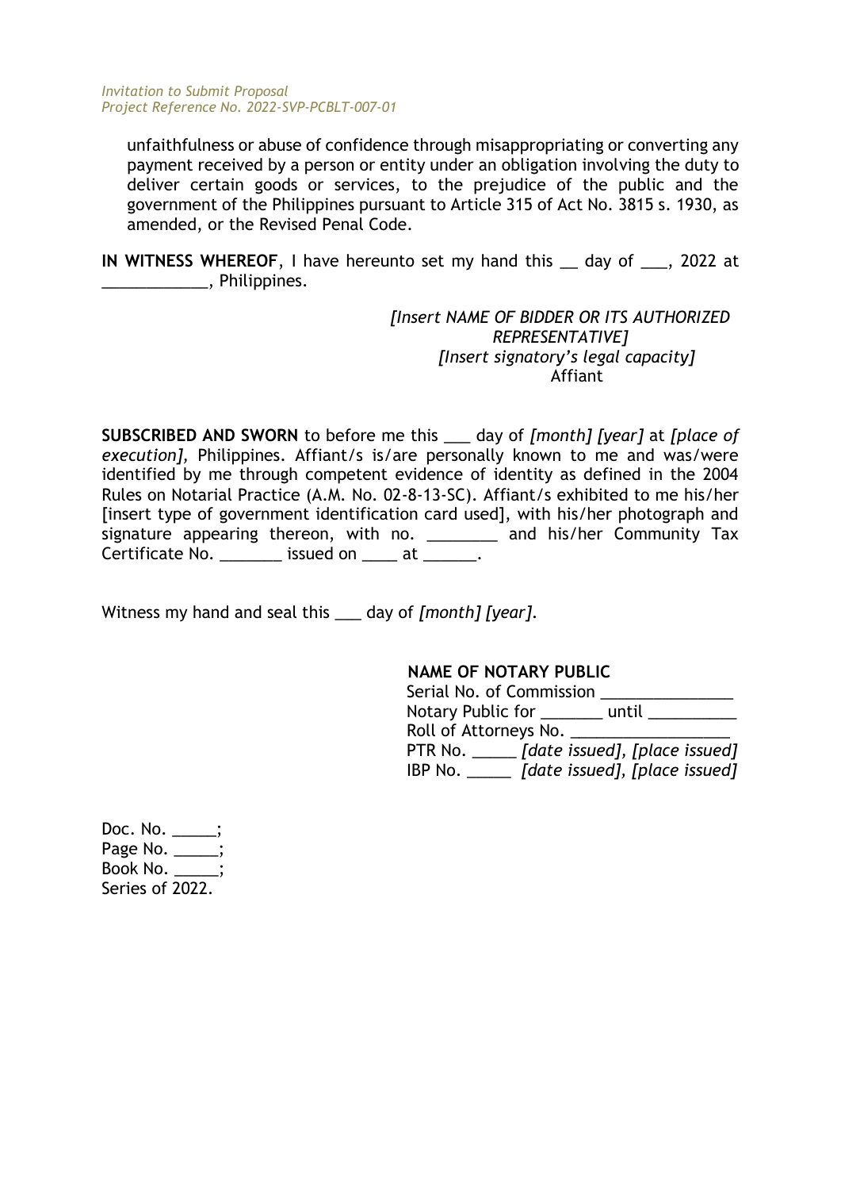unfaithfulness or abuse of confidence through misappropriating or converting any payment received by a person or entity under an obligation involving the duty to deliver certain goods or services, to the prejudice of the public and the government of the Philippines pursuant to Article 315 of Act No. 3815 s. 1930, as amended, or the Revised Penal Code.

**IN WITNESS WHEREOF**, I have hereunto set my hand this __ day of ___, 2022 at ____________, Philippines.

*[Insert NAME OF BIDDER OR ITS AUTHORIZED REPRESENTATIVE]*
*[Insert signatory's legal capacity]*
Affiant

**SUBSCRIBED AND SWORN** to before me this ___ day of *[month] [year]* at *[place of execution]*, Philippines. Affiant/s is/are personally known to me and was/were identified by me through competent evidence of identity as defined in the 2004 Rules on Notarial Practice (A.M. No. 02-8-13-SC). Affiant/s exhibited to me his/her [insert type of government identification card used], with his/her photograph and signature appearing thereon, with no. ________ and his/her Community Tax Certificate No. _______ issued on ____ at ______.

Witness my hand and seal this ___ day of *[month] [year]*.

**NAME OF NOTARY PUBLIC**
Serial No. of Commission _______________
Notary Public for _______ until __________
Roll of Attorneys No. __________________
PTR No. _____ *[date issued], [place issued]*
IBP No. _____ *[date issued], [place issued]*

Doc. No. _____;
Page No. _____;
Book No. _____;
Series of 2022.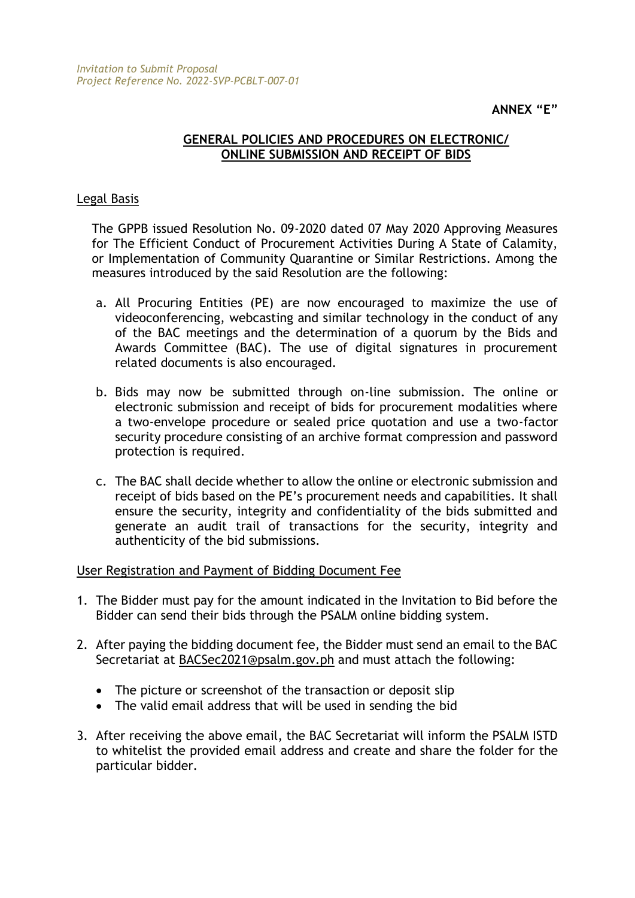**ANNEX "E"**

## GENERAL POLICIES AND PROCEDURES ON ELECTRONIC/ ONLINE SUBMISSION AND RECEIPT OF BIDS

### Legal Basis

The GPPB issued Resolution No. 09-2020 dated 07 May 2020 Approving Measures for The Efficient Conduct of Procurement Activities During A State of Calamity, or Implementation of Community Quarantine or Similar Restrictions. Among the measures introduced by the said Resolution are the following:

a. All Procuring Entities (PE) are now encouraged to maximize the use of videoconferencing, webcasting and similar technology in the conduct of any of the BAC meetings and the determination of a quorum by the Bids and Awards Committee (BAC). The use of digital signatures in procurement related documents is also encouraged.

b. Bids may now be submitted through on-line submission. The online or electronic submission and receipt of bids for procurement modalities where a two-envelope procedure or sealed price quotation and use a two-factor security procedure consisting of an archive format compression and password protection is required.

c. The BAC shall decide whether to allow the online or electronic submission and receipt of bids based on the PE's procurement needs and capabilities. It shall ensure the security, integrity and confidentiality of the bids submitted and generate an audit trail of transactions for the security, integrity and authenticity of the bid submissions.

### User Registration and Payment of Bidding Document Fee

1. The Bidder must pay for the amount indicated in the Invitation to Bid before the Bidder can send their bids through the PSALM online bidding system.

2. After paying the bidding document fee, the Bidder must send an email to the BAC Secretariat at BACSec2021@psalm.gov.ph and must attach the following:

   - The picture or screenshot of the transaction or deposit slip
   - The valid email address that will be used in sending the bid

3. After receiving the above email, the BAC Secretariat will inform the PSALM ISTD to whitelist the provided email address and create and share the folder for the particular bidder.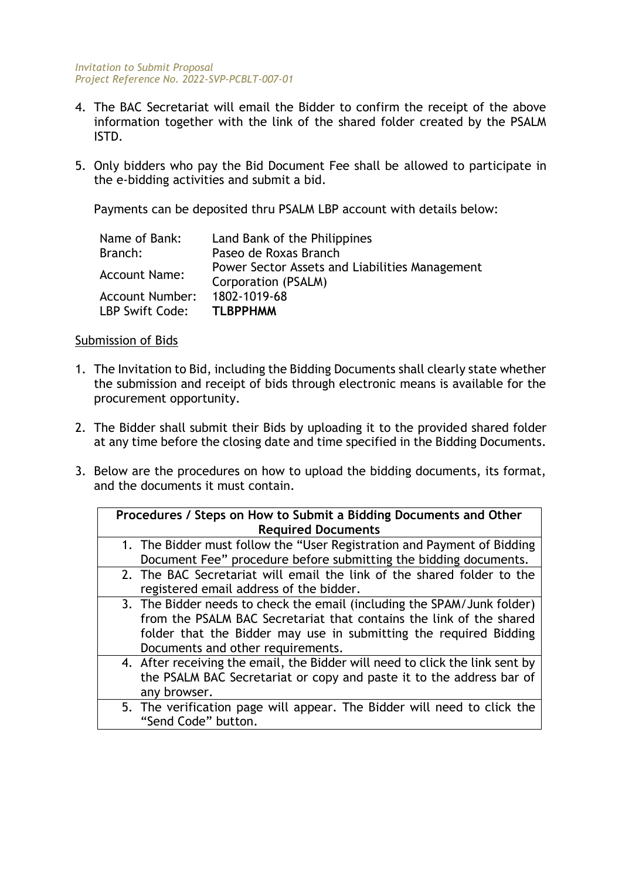4. The BAC Secretariat will email the Bidder to confirm the receipt of the above information together with the link of the shared folder created by the PSALM ISTD.

5. Only bidders who pay the Bid Document Fee shall be allowed to participate in the e-bidding activities and submit a bid.

   Payments can be deposited thru PSALM LBP account with details below:

   | | |
   |---|---|
   | Name of Bank: | Land Bank of the Philippines |
   | Branch: | Paseo de Roxas Branch |
   | Account Name: | Power Sector Assets and Liabilities Management Corporation (PSALM) |
   | Account Number: | 1802-1019-68 |
   | LBP Swift Code: | **TLBPPHMM** |

<u>Submission of Bids</u>

1. The Invitation to Bid, including the Bidding Documents shall clearly state whether the submission and receipt of bids through electronic means is available for the procurement opportunity.

2. The Bidder shall submit their Bids by uploading it to the provided shared folder at any time before the closing date and time specified in the Bidding Documents.

3. Below are the procedures on how to upload the bidding documents, its format, and the documents it must contain.

| **Procedures / Steps on How to Submit a Bidding Documents and Other Required Documents** |
|---|
| 1. The Bidder must follow the "User Registration and Payment of Bidding Document Fee" procedure before submitting the bidding documents. |
| 2. The BAC Secretariat will email the link of the shared folder to the registered email address of the bidder. |
| 3. The Bidder needs to check the email (including the SPAM/Junk folder) from the PSALM BAC Secretariat that contains the link of the shared folder that the Bidder may use in submitting the required Bidding Documents and other requirements. |
| 4. After receiving the email, the Bidder will need to click the link sent by the PSALM BAC Secretariat or copy and paste it to the address bar of any browser. |
| 5. The verification page will appear. The Bidder will need to click the "Send Code" button. |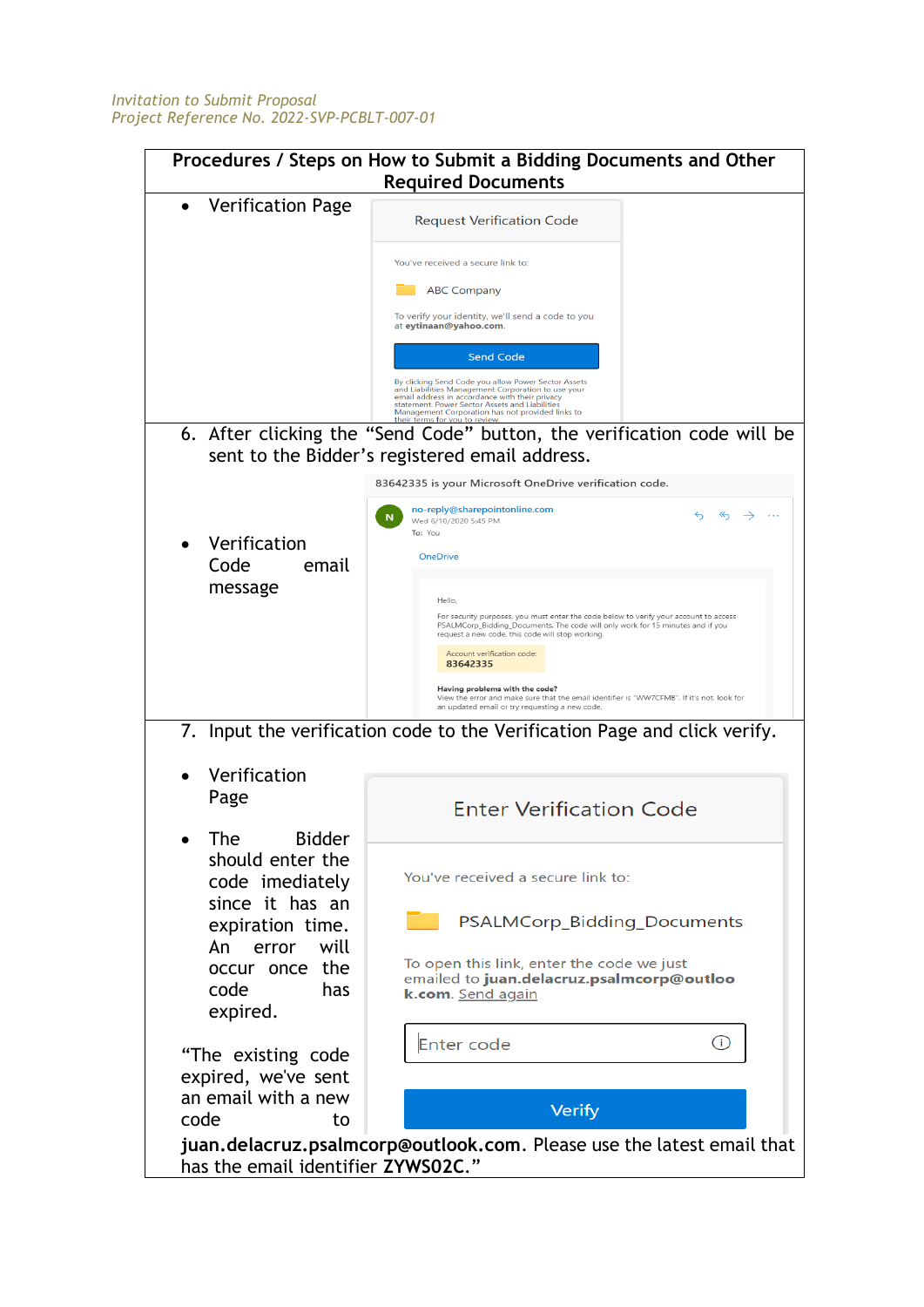| Procedures / Steps on How to Submit a Bidding Documents and Other Required Documents | |
|---|---|
| • Verification Page | Request Verification Code<br><br>You've received a secure link to:<br><br>ABC Company<br><br>To verify your identity, we'll send a code to you at **eytinaan@yahoo.com**.<br><br>Send Code<br><br>By clicking Send Code you allow Power Sector Assets and Liabilities Management Corporation to use your email address in accordance with their privacy statement. Power Sector Assets and Liabilities Management Corporation has not provided links to their terms for you to review. |
| 6. After clicking the "Send Code" button, the verification code will be sent to the Bidder's registered email address. | |
| • Verification Code email message | 83642335 is your Microsoft OneDrive verification code.<br><br>no-reply@sharepointonline.com<br>Wed 6/10/2020 5:45 PM<br>To: You<br><br>OneDrive<br><br>Hello,<br><br>For security purposes, you must enter the code below to verify your account to access PSALMCorp_Bidding_Documents. The code will only work for 15 minutes and if you request a new code, this code will stop working.<br><br>Account verification code:<br>**83642335**<br><br>**Having problems with the code?**<br>View the error and make sure that the email identifier is "WW7CFMB". If it's not, look for an updated email or try requesting a new code. |
| 7. Input the verification code to the Verification Page and click verify. | |
| • Verification Page<br><br>• The Bidder should enter the code imediately since it has an expiration time. An error will occur once the code has expired.<br><br>"The existing code expired, we've sent an email with a new code to **juan.delacruz.psalmcorp@outlook.com**. Please use the latest email that has the email identifier **ZYWS02C**." | Enter Verification Code<br><br>You've received a secure link to:<br><br>PSALMCorp_Bidding_Documents<br><br>To open this link, enter the code we just emailed to **juan.delacruz.psalmcorp@outlook.com**. Send again<br><br>Enter code<br><br>Verify |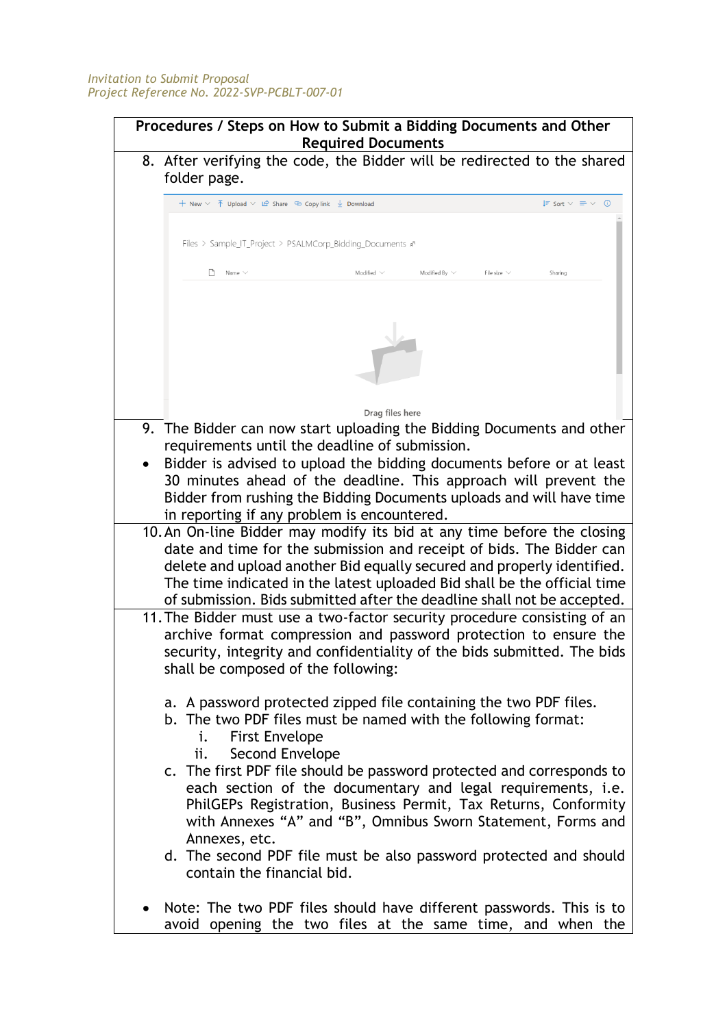*Invitation to Submit Proposal*
*Project Reference No. 2022-SVP-PCBLT-007-01*

| **Procedures / Steps on How to Submit a Bidding Documents and Other Required Documents** |
|---|
| 8. After verifying the code, the Bidder will be redirected to the shared folder page. |
| 9. The Bidder can now start uploading the Bidding Documents and other requirements until the deadline of submission.<br>• Bidder is advised to upload the bidding documents before or at least 30 minutes ahead of the deadline. This approach will prevent the Bidder from rushing the Bidding Documents uploads and will have time in reporting if any problem is encountered. |
| 10. An On-line Bidder may modify its bid at any time before the closing date and time for the submission and receipt of bids. The Bidder can delete and upload another Bid equally secured and properly identified. The time indicated in the latest uploaded Bid shall be the official time of submission. Bids submitted after the deadline shall not be accepted. |
| 11. The Bidder must use a two-factor security procedure consisting of an archive format compression and password protection to ensure the security, integrity and confidentiality of the bids submitted. The bids shall be composed of the following:<br><br>a. A password protected zipped file containing the two PDF files.<br>b. The two PDF files must be named with the following format:<br>i. First Envelope<br>ii. Second Envelope<br>c. The first PDF file should be password protected and corresponds to each section of the documentary and legal requirements, i.e. PhilGEPs Registration, Business Permit, Tax Returns, Conformity with Annexes "A" and "B", Omnibus Sworn Statement, Forms and Annexes, etc.<br>d. The second PDF file must be also password protected and should contain the financial bid.<br><br>• Note: The two PDF files should have different passwords. This is to avoid opening the two files at the same time, and when the |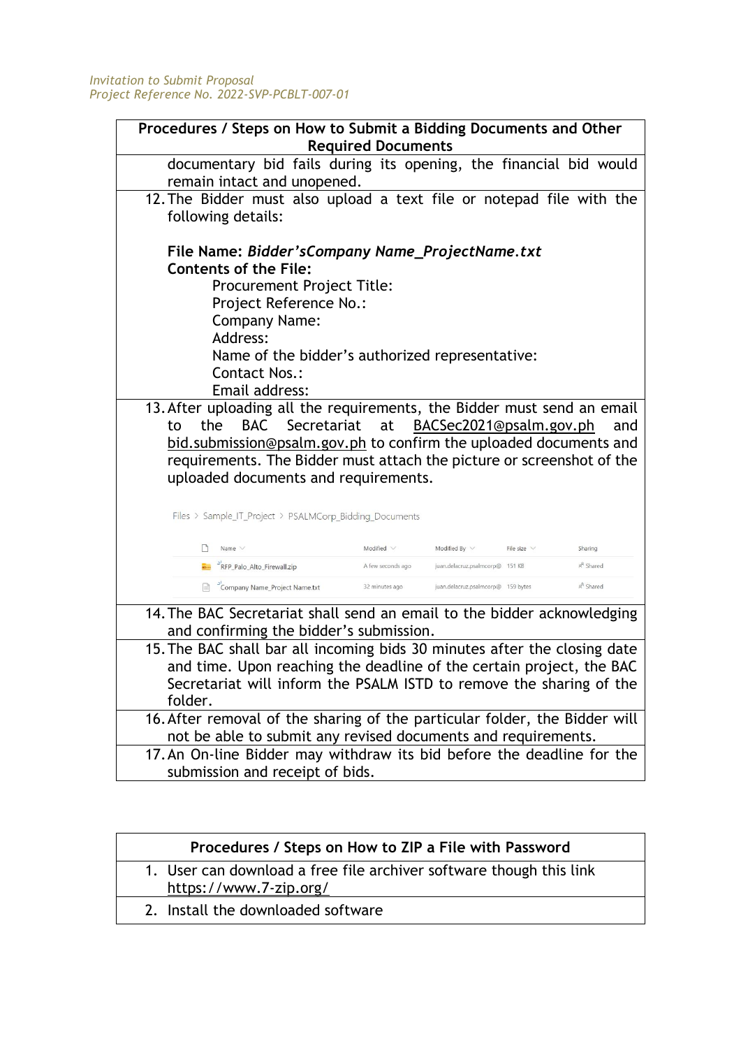*Invitation to Submit Proposal*
*Project Reference No. 2022-SVP-PCBLT-007-01*

| Procedures / Steps on How to Submit a Bidding Documents and Other Required Documents |
|---|
| documentary bid fails during its opening, the financial bid would remain intact and unopened. |
| 12. The Bidder must also upload a text file or notepad file with the following details:<br><br>**File Name:** ***Bidder'sCompany Name_ProjectName.txt***<br>**Contents of the File:**<br>Procurement Project Title:<br>Project Reference No.:<br>Company Name:<br>Address:<br>Name of the bidder's authorized representative:<br>Contact Nos.:<br>Email address: |
| 13. After uploading all the requirements, the Bidder must send an email to the BAC Secretariat at BACSec2021@psalm.gov.ph and bid.submission@psalm.gov.ph to confirm the uploaded documents and requirements. The Bidder must attach the picture or screenshot of the uploaded documents and requirements.<br><br>Files > Sample_IT_Project > PSALMCorp_Bidding_Documents<br><br>Name / Modified / Modified By / File size / Sharing<br>RFP_Palo_Alto_Firewall.zip / A few seconds ago / juan.delacruz.psalmcorp@ / 151 KB / Shared<br>Company Name_Project Name.txt / 32 minutes ago / juan.delacruz.psalmcorp@ / 159 bytes / Shared |
| 14. The BAC Secretariat shall send an email to the bidder acknowledging and confirming the bidder's submission. |
| 15. The BAC shall bar all incoming bids 30 minutes after the closing date and time. Upon reaching the deadline of the certain project, the BAC Secretariat will inform the PSALM ISTD to remove the sharing of the folder. |
| 16. After removal of the sharing of the particular folder, the Bidder will not be able to submit any revised documents and requirements. |
| 17. An On-line Bidder may withdraw its bid before the deadline for the submission and receipt of bids. |

| Procedures / Steps on How to ZIP a File with Password |
|---|
| 1. User can download a free file archiver software though this link https://www.7-zip.org/ |
| 2. Install the downloaded software |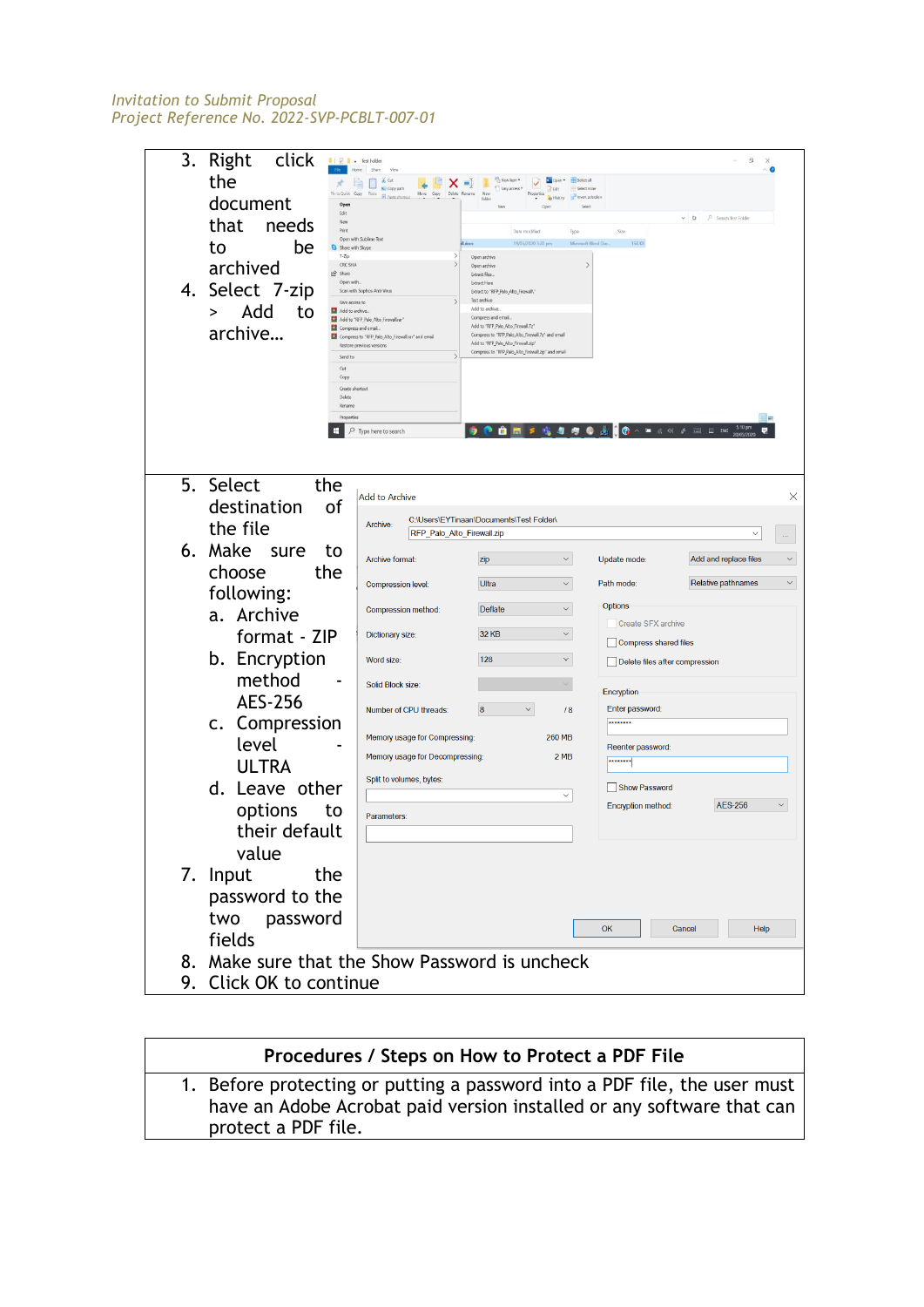3. Right click the document that needs to be archived
4. Select 7-zip > Add to archive…

5. Select the destination of the file
6. Make sure to choose the following:
   a. Archive format - ZIP
   b. Encryption method - AES-256
   c. Compression level - ULTRA
   d. Leave other options to their default value
7. Input the password to the two password fields
8. Make sure that the Show Password is uncheck
9. Click OK to continue

| Procedures / Steps on How to Protect a PDF File |
|---|
| 1. Before protecting or putting a password into a PDF file, the user must have an Adobe Acrobat paid version installed or any software that can protect a PDF file. |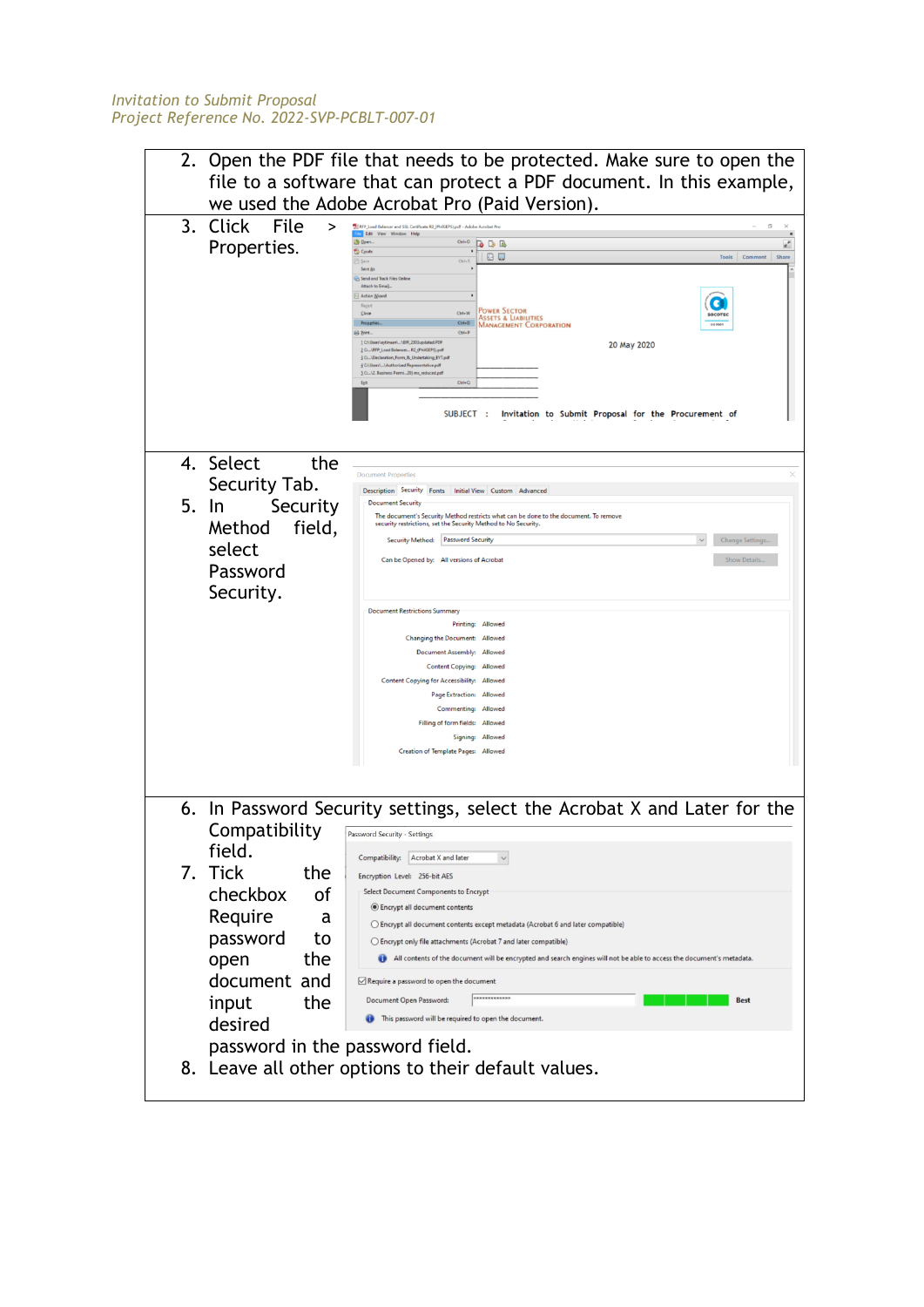| |
|---|
| 2. Open the PDF file that needs to be protected. Make sure to open the file to a software that can protect a PDF document. In this example, we used the Adobe Acrobat Pro (Paid Version). |
| 3. Click File > Properties. |
| 4. Select the Security Tab.<br>5. In Security Method field, select Password Security. |
| 6. In Password Security settings, select the Acrobat X and Later for the Compatibility field.<br>7. Tick the checkbox of Require a password to open the document and input the desired password in the password field.<br>8. Leave all other options to their default values. |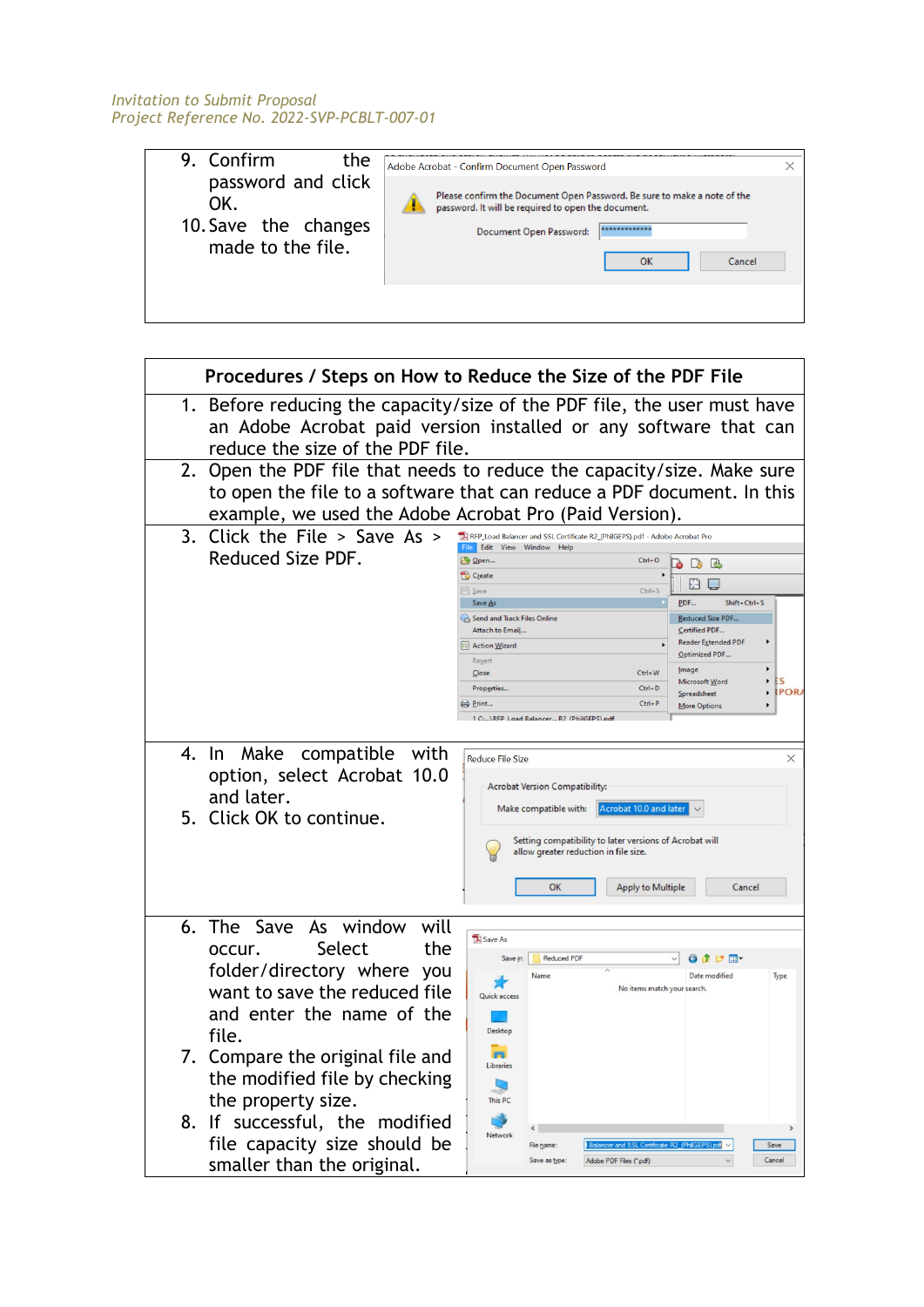| | |
|---|---|
| 9. Confirm the password and click OK.<br>10. Save the changes made to the file. | |

| Procedures / Steps on How to Reduce the Size of the PDF File | |
|---|---|
| 1. Before reducing the capacity/size of the PDF file, the user must have an Adobe Acrobat paid version installed or any software that can reduce the size of the PDF file. | |
| 2. Open the PDF file that needs to reduce the capacity/size. Make sure to open the file to a software that can reduce a PDF document. In this example, we used the Adobe Acrobat Pro (Paid Version). | |
| 3. Click the File > Save As > Reduced Size PDF. | |
| 4. In Make compatible with option, select Acrobat 10.0 and later.<br>5. Click OK to continue. | |
| 6. The Save As window will occur. Select the folder/directory where you want to save the reduced file and enter the name of the file.<br>7. Compare the original file and the modified file by checking the property size.<br>8. If successful, the modified file capacity size should be smaller than the original. | |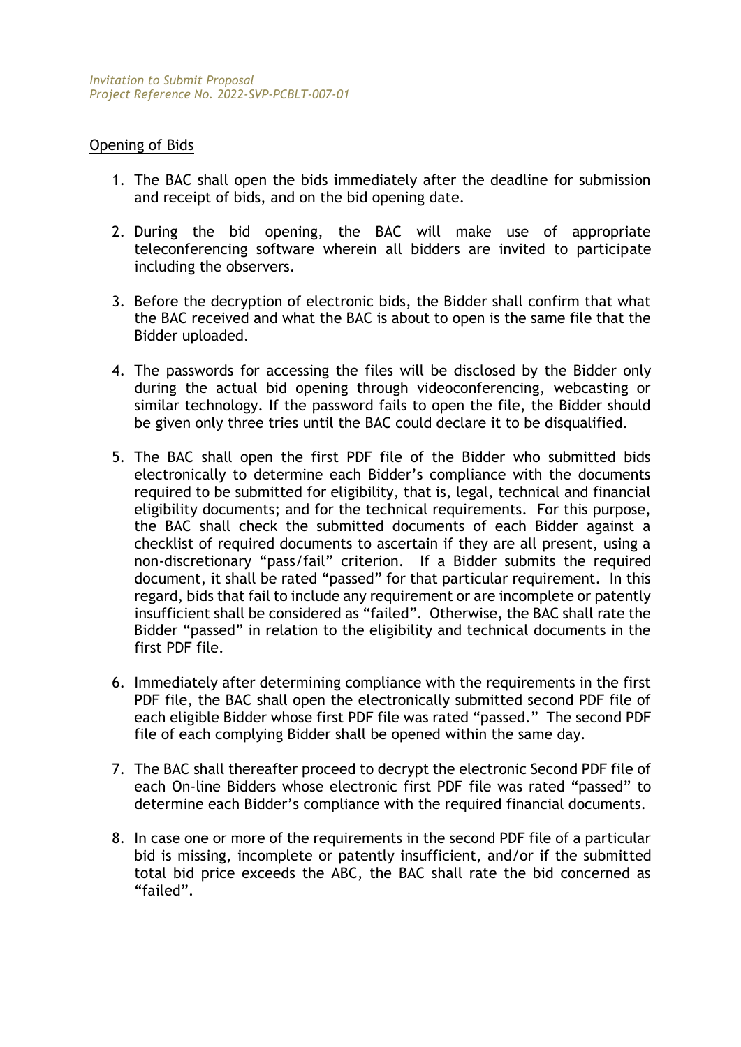Opening of Bids

1. The BAC shall open the bids immediately after the deadline for submission and receipt of bids, and on the bid opening date.

2. During the bid opening, the BAC will make use of appropriate teleconferencing software wherein all bidders are invited to participate including the observers.

3. Before the decryption of electronic bids, the Bidder shall confirm that what the BAC received and what the BAC is about to open is the same file that the Bidder uploaded.

4. The passwords for accessing the files will be disclosed by the Bidder only during the actual bid opening through videoconferencing, webcasting or similar technology. If the password fails to open the file, the Bidder should be given only three tries until the BAC could declare it to be disqualified.

5. The BAC shall open the first PDF file of the Bidder who submitted bids electronically to determine each Bidder's compliance with the documents required to be submitted for eligibility, that is, legal, technical and financial eligibility documents; and for the technical requirements. For this purpose, the BAC shall check the submitted documents of each Bidder against a checklist of required documents to ascertain if they are all present, using a non-discretionary "pass/fail" criterion. If a Bidder submits the required document, it shall be rated "passed" for that particular requirement. In this regard, bids that fail to include any requirement or are incomplete or patently insufficient shall be considered as "failed". Otherwise, the BAC shall rate the Bidder "passed" in relation to the eligibility and technical documents in the first PDF file.

6. Immediately after determining compliance with the requirements in the first PDF file, the BAC shall open the electronically submitted second PDF file of each eligible Bidder whose first PDF file was rated "passed." The second PDF file of each complying Bidder shall be opened within the same day.

7. The BAC shall thereafter proceed to decrypt the electronic Second PDF file of each On-line Bidders whose electronic first PDF file was rated "passed" to determine each Bidder's compliance with the required financial documents.

8. In case one or more of the requirements in the second PDF file of a particular bid is missing, incomplete or patently insufficient, and/or if the submitted total bid price exceeds the ABC, the BAC shall rate the bid concerned as "failed".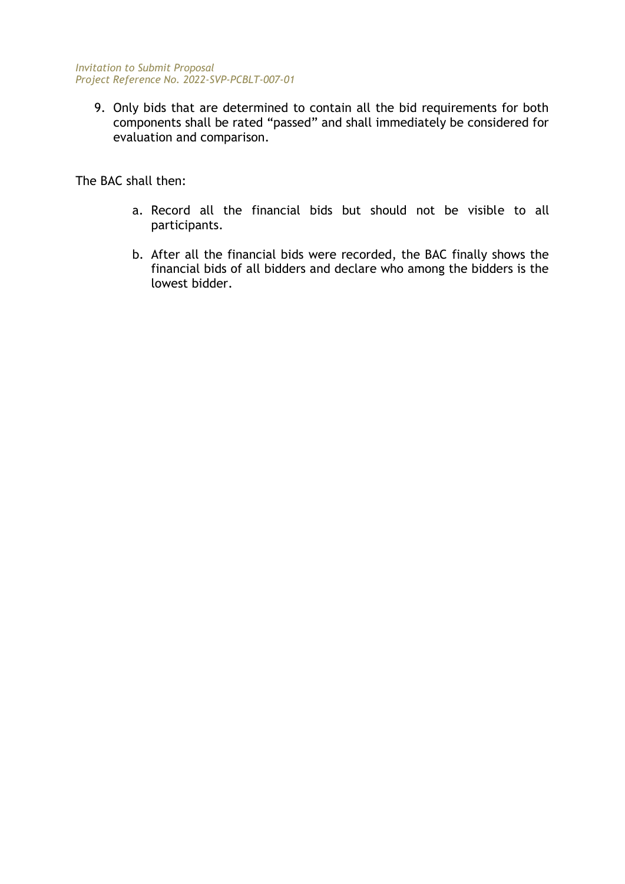9. Only bids that are determined to contain all the bid requirements for both components shall be rated "passed" and shall immediately be considered for evaluation and comparison.

The BAC shall then:

a. Record all the financial bids but should not be visible to all participants.

b. After all the financial bids were recorded, the BAC finally shows the financial bids of all bidders and declare who among the bidders is the lowest bidder.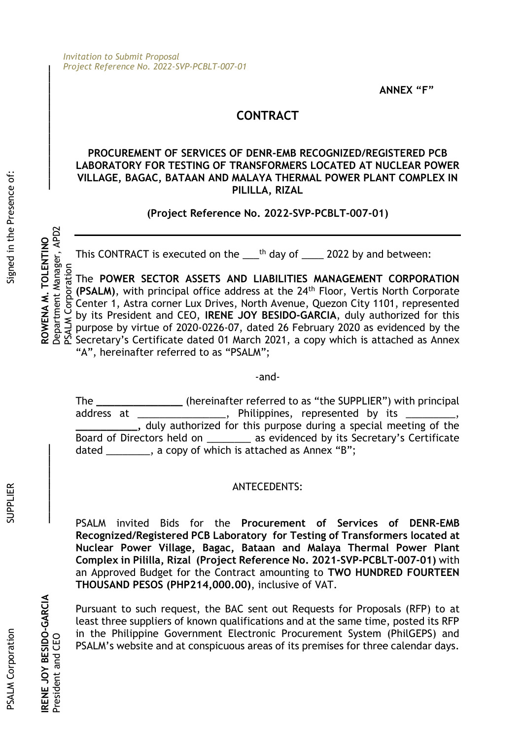*Invitation to Submit Proposal*
*Project Reference No. 2022-SVP-PCBLT-007-01*

**ANNEX "F"**

## CONTRACT

**PROCUREMENT OF SERVICES OF DENR-EMB RECOGNIZED/REGISTERED PCB LABORATORY FOR TESTING OF TRANSFORMERS LOCATED AT NUCLEAR POWER VILLAGE, BAGAC, BATAAN AND MALAYA THERMAL POWER PLANT COMPLEX IN PILILLA, RIZAL**

**(Project Reference No. 2022-SVP-PCBLT-007-01)**

---

This CONTRACT is executed on the ___th day of ____ 2022 by and between:

The **POWER SECTOR ASSETS AND LIABILITIES MANAGEMENT CORPORATION (PSALM)**, with principal office address at the 24th Floor, Vertis North Corporate Center 1, Astra corner Lux Drives, North Avenue, Quezon City 1101, represented by its President and CEO, **IRENE JOY BESIDO-GARCIA**, duly authorized for this purpose by virtue of 2020-0226-07, dated 26 February 2020 as evidenced by the Secretary's Certificate dated 01 March 2021, a copy which is attached as Annex "A", hereinafter referred to as "PSALM";

-and-

The **_______________** (hereinafter referred to as "the SUPPLIER") with principal address at _______________, Philippines, represented by its _________, **___________,** duly authorized for this purpose during a special meeting of the Board of Directors held on ________ as evidenced by its Secretary's Certificate dated ________, a copy of which is attached as Annex "B";

ANTECEDENTS:

PSALM invited Bids for the **Procurement of Services of DENR-EMB Recognized/Registered PCB Laboratory for Testing of Transformers located at Nuclear Power Village, Bagac, Bataan and Malaya Thermal Power Plant Complex in Pililla, Rizal (Project Reference No. 2021-SVP-PCBLT-007-01)** with an Approved Budget for the Contract amounting to **TWO HUNDRED FOURTEEN THOUSAND PESOS (PHP214,000.00)**, inclusive of VAT.

Pursuant to such request, the BAC sent out Requests for Proposals (RFP) to at least three suppliers of known qualifications and at the same time, posted its RFP in the Philippine Government Electronic Procurement System (PhilGEPS) and PSALM's website and at conspicuous areas of its premises for three calendar days.

Signed in the Presence of:

**ROWENA M. TOLENTINO**
Department Manager, APD2
PSALM Corporation

SUPPLIER

**IRENE JOY BESIDO-GARCIA**
President and CEO
PSALM Corporation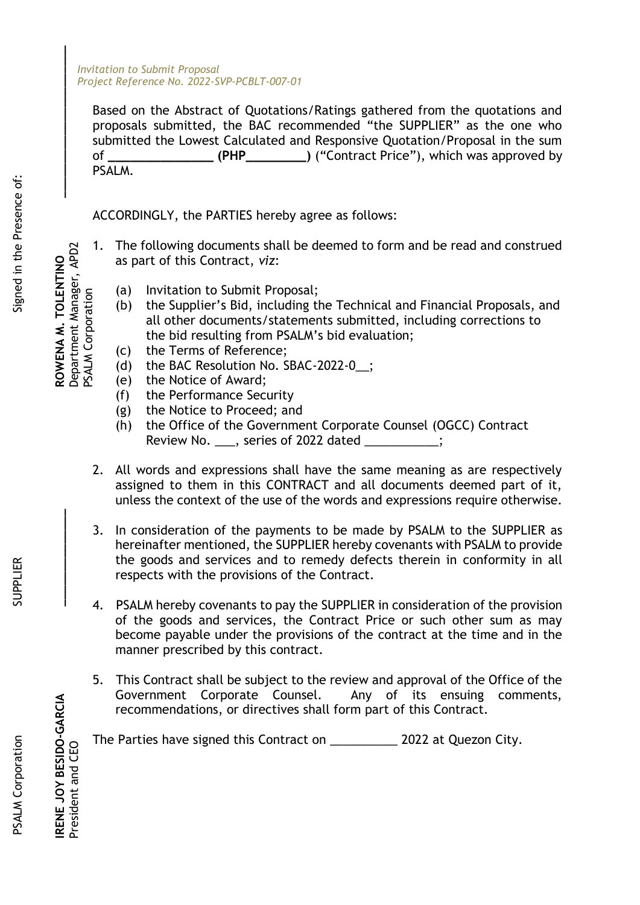*Invitation to Submit Proposal*
*Project Reference No. 2022-SVP-PCBLT-007-01*

Based on the Abstract of Quotations/Ratings gathered from the quotations and proposals submitted, the BAC recommended "the SUPPLIER" as the one who submitted the Lowest Calculated and Responsive Quotation/Proposal in the sum of **_______________ (PHP_________)** ("Contract Price"), which was approved by PSALM.

ACCORDINGLY, the PARTIES hereby agree as follows:

1. The following documents shall be deemed to form and be read and construed as part of this Contract, *viz*:

   (a) Invitation to Submit Proposal;
   (b) the Supplier's Bid, including the Technical and Financial Proposals, and all other documents/statements submitted, including corrections to the bid resulting from PSALM's bid evaluation;
   (c) the Terms of Reference;
   (d) the BAC Resolution No. SBAC-2022-0__;
   (e) the Notice of Award;
   (f) the Performance Security
   (g) the Notice to Proceed; and
   (h) the Office of the Government Corporate Counsel (OGCC) Contract Review No. ___, series of 2022 dated ___________;

2. All words and expressions shall have the same meaning as are respectively assigned to them in this CONTRACT and all documents deemed part of it, unless the context of the use of the words and expressions require otherwise.

3. In consideration of the payments to be made by PSALM to the SUPPLIER as hereinafter mentioned, the SUPPLIER hereby covenants with PSALM to provide the goods and services and to remedy defects therein in conformity in all respects with the provisions of the Contract.

4. PSALM hereby covenants to pay the SUPPLIER in consideration of the provision of the goods and services, the Contract Price or such other sum as may become payable under the provisions of the contract at the time and in the manner prescribed by this contract.

5. This Contract shall be subject to the review and approval of the Office of the Government Corporate Counsel. Any of its ensuing comments, recommendations, or directives shall form part of this Contract.

The Parties have signed this Contract on __________ 2022 at Quezon City.

PSALM Corporation

**IRENE JOY BESIDO-GARCIA**
President and CEO

SUPPLIER

______________________

Signed in the Presence of:

**ROWENA M. TOLENTINO**
Department Manager, APD2
PSALM Corporation

______________________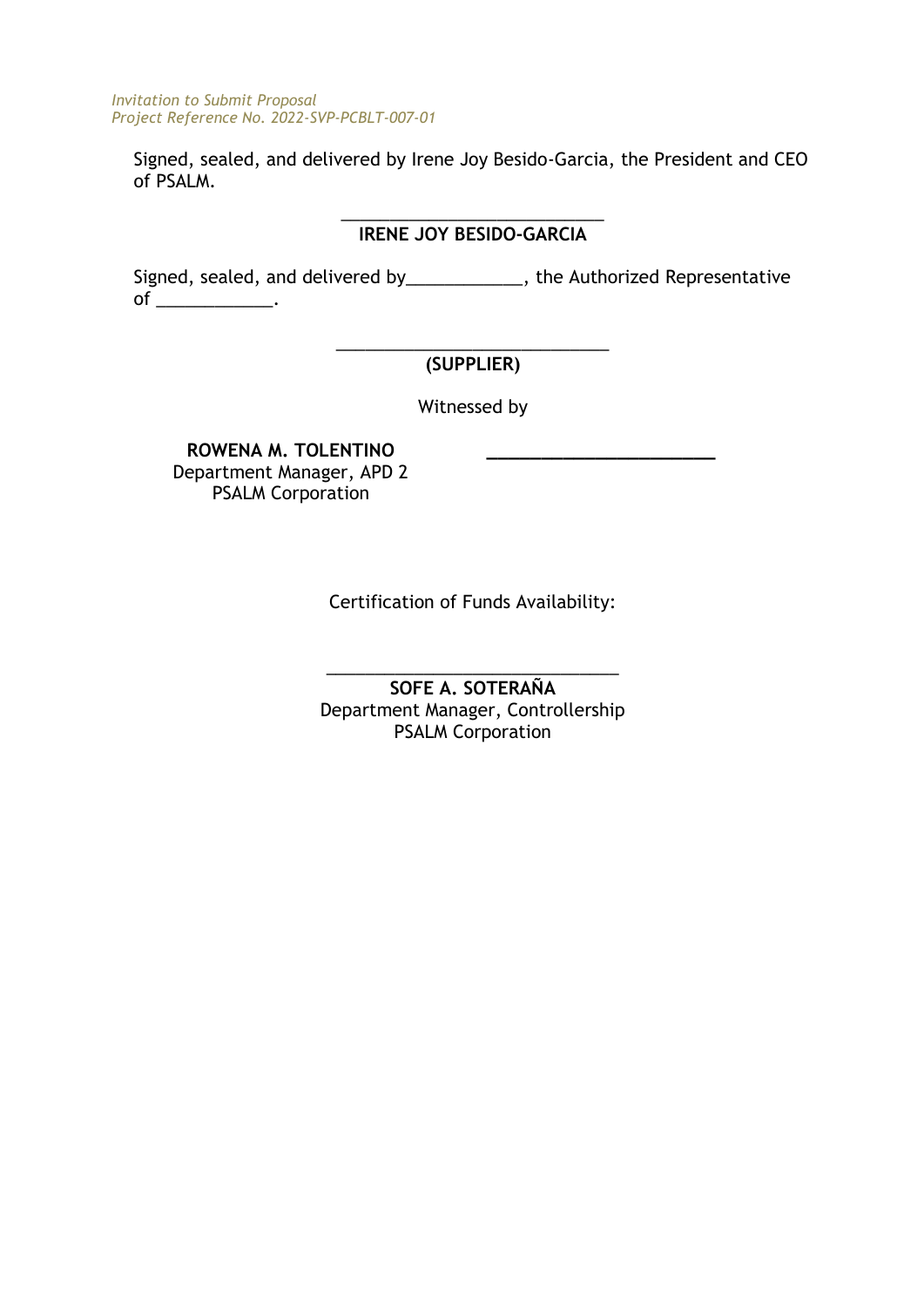Signed, sealed, and delivered by Irene Joy Besido-Garcia, the President and CEO of PSALM.

\_\_\_\_\_\_\_\_\_\_\_\_\_\_\_\_\_\_\_\_\_\_\_\_\_\_\_\_

**IRENE JOY BESIDO-GARCIA**

Signed, sealed, and delivered by____________, the Authorized Representative of ____________.

\_\_\_\_\_\_\_\_\_\_\_\_\_\_\_\_\_\_\_\_\_\_\_\_\_\_\_\_\_\_

**(SUPPLIER)**

Witnessed by

**ROWENA M. TOLENTINO**
Department Manager, APD 2
PSALM Corporation

\_\_\_\_\_\_\_\_\_\_\_\_\_\_\_\_\_\_\_\_\_\_\_\_

Certification of Funds Availability:

\_\_\_\_\_\_\_\_\_\_\_\_\_\_\_\_\_\_\_\_\_\_\_\_\_\_\_\_\_\_\_\_

**SOFE A. SOTERAÑA**
Department Manager, Controllership
PSALM Corporation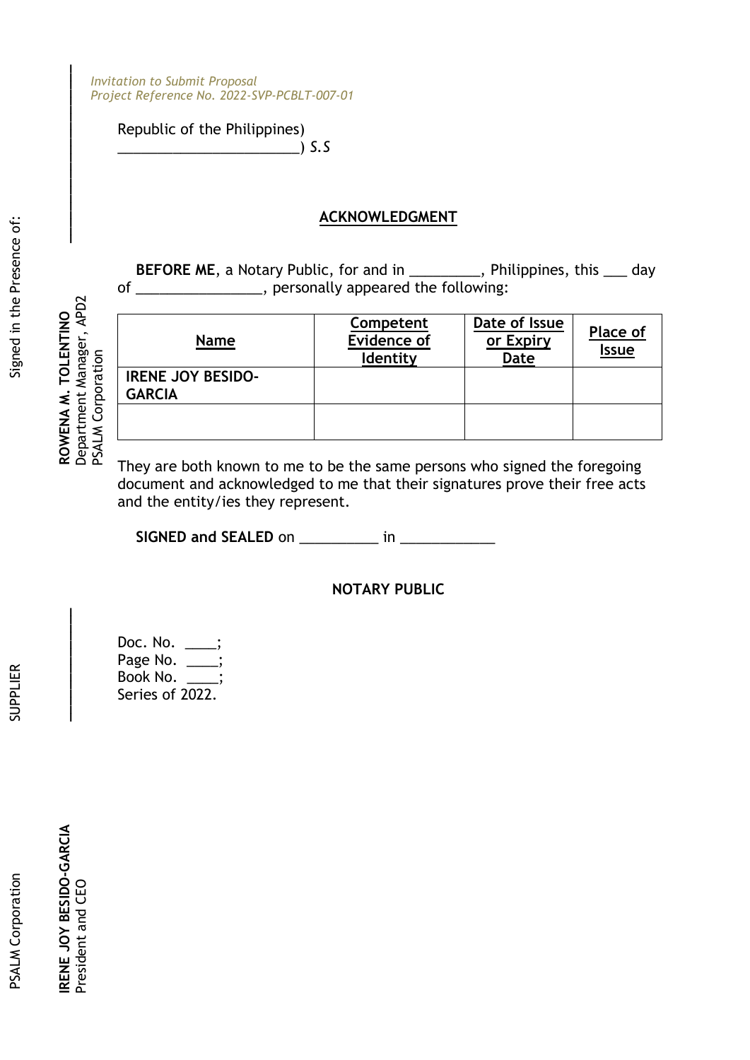*Invitation to Submit Proposal*
*Project Reference No. 2022-SVP-PCBLT-007-01*

Republic of the Philippines)
________________________) S.S

## ACKNOWLEDGMENT

**BEFORE ME**, a Notary Public, for and in _________, Philippines, this ___ day of ________________, personally appeared the following:

| Name | Competent Evidence of Identity | Date of Issue or Expiry Date | Place of Issue |
|---|---|---|---|
| **IRENE JOY BESIDO-GARCIA** | | | |
| | | | |

They are both known to me to be the same persons who signed the foregoing document and acknowledged to me that their signatures prove their free acts and the entity/ies they represent.

**SIGNED and SEALED** on __________ in ____________

**NOTARY PUBLIC**

Doc. No. ____;
Page No. ____;
Book No. ____;
Series of 2022.

Signed in the Presence of:

**ROWENA M. TOLENTINO**
Department Manager, APD2
PSALM Corporation

SUPPLIER

PSALM Corporation

**IRENE JOY BESIDO-GARCIA**
President and CEO